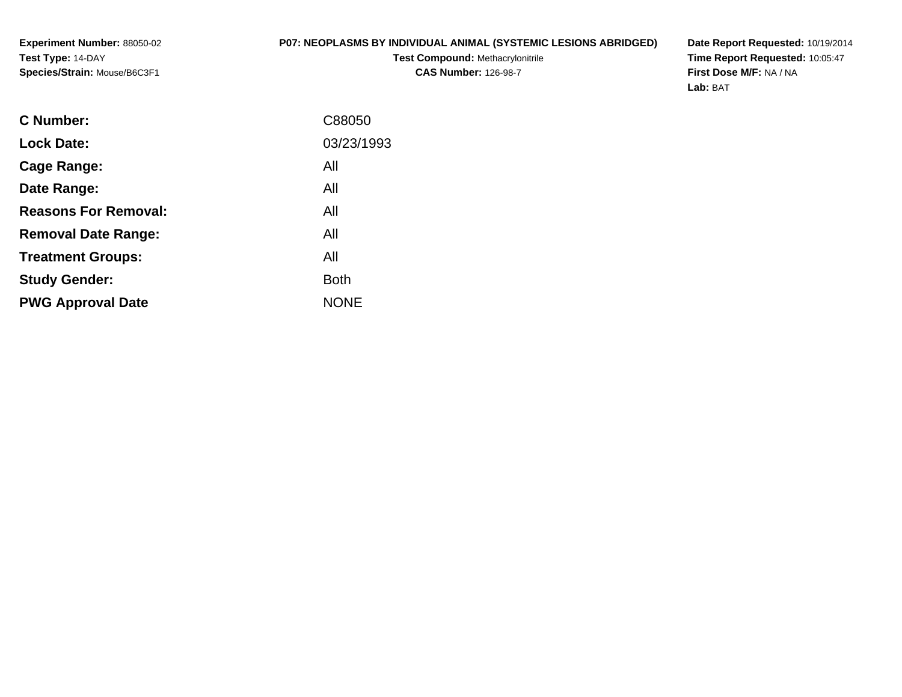**Experiment Number:** 88050-02
**Test Type:** 14-DAY
**Species/Strain:** Mouse/B6C3F1

**P07: NEOPLASMS BY INDIVIDUAL ANIMAL (SYSTEMIC LESIONS ABRIDGED)**
**Test Compound:** Methacrylonitrile
**CAS Number:** 126-98-7

**Date Report Requested:** 10/19/2014
**Time Report Requested:** 10:05:47
**First Dose M/F:** NA / NA
**Lab:** BAT

| | |
|---|---|
| **C Number:** | C88050 |
| **Lock Date:** | 03/23/1993 |
| **Cage Range:** | All |
| **Date Range:** | All |
| **Reasons For Removal:** | All |
| **Removal Date Range:** | All |
| **Treatment Groups:** | All |
| **Study Gender:** | Both |
| **PWG Approval Date** | NONE |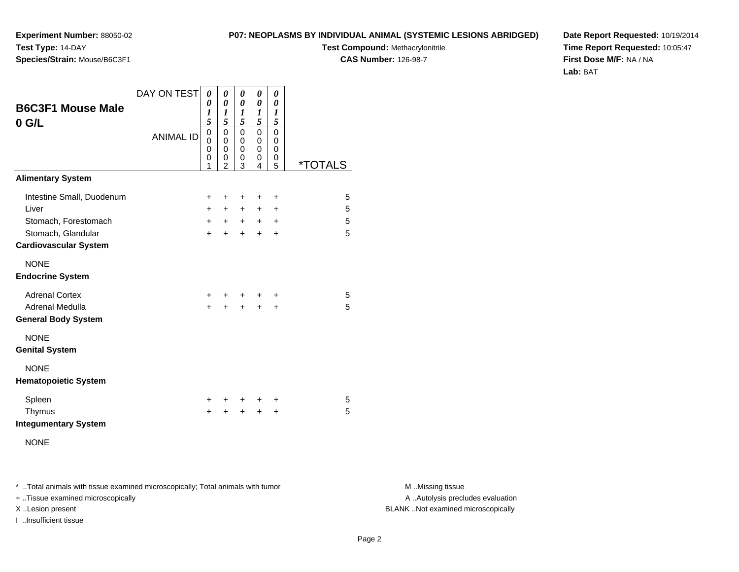**Experiment Number:** 88050-02
**Test Type:** 14-DAY
**Species/Strain:** Mouse/B6C3F1

**P07: NEOPLASMS BY INDIVIDUAL ANIMAL (SYSTEMIC LESIONS ABRIDGED)**
**Test Compound:** Methacrylonitrile
**CAS Number:** 126-98-7

**Date Report Requested:** 10/19/2014
**Time Report Requested:** 10:05:47
**First Dose M/F:** NA / NA
**Lab:** BAT

## B6C3F1 Mouse Male 0 G/L

| DAY ON TEST | 0015 | 0015 | 0015 | 0015 | 0015 | |
|---|---|---|---|---|---|---|
| ANIMAL ID | 00001 | 00002 | 00003 | 00004 | 00005 | *TOTALS |
| **Alimentary System** | | | | | | |
| Intestine Small, Duodenum | + | + | + | + | + | 5 |
| Liver | + | + | + | + | + | 5 |
| Stomach, Forestomach | + | + | + | + | + | 5 |
| Stomach, Glandular | + | + | + | + | + | 5 |
| **Cardiovascular System** | | | | | | |
| NONE | | | | | | |
| **Endocrine System** | | | | | | |
| Adrenal Cortex | + | + | + | + | + | 5 |
| Adrenal Medulla | + | + | + | + | + | 5 |
| **General Body System** | | | | | | |
| NONE | | | | | | |
| **Genital System** | | | | | | |
| NONE | | | | | | |
| **Hematopoietic System** | | | | | | |
| Spleen | + | + | + | + | + | 5 |
| Thymus | + | + | + | + | + | 5 |
| **Integumentary System** | | | | | | |
| NONE | | | | | | |

* ..Total animals with tissue examined microscopically; Total animals with tumor
+ ..Tissue examined microscopically
X ..Lesion present
I ..Insufficient tissue

M ..Missing tissue
A ..Autolysis precludes evaluation
BLANK ..Not examined microscopically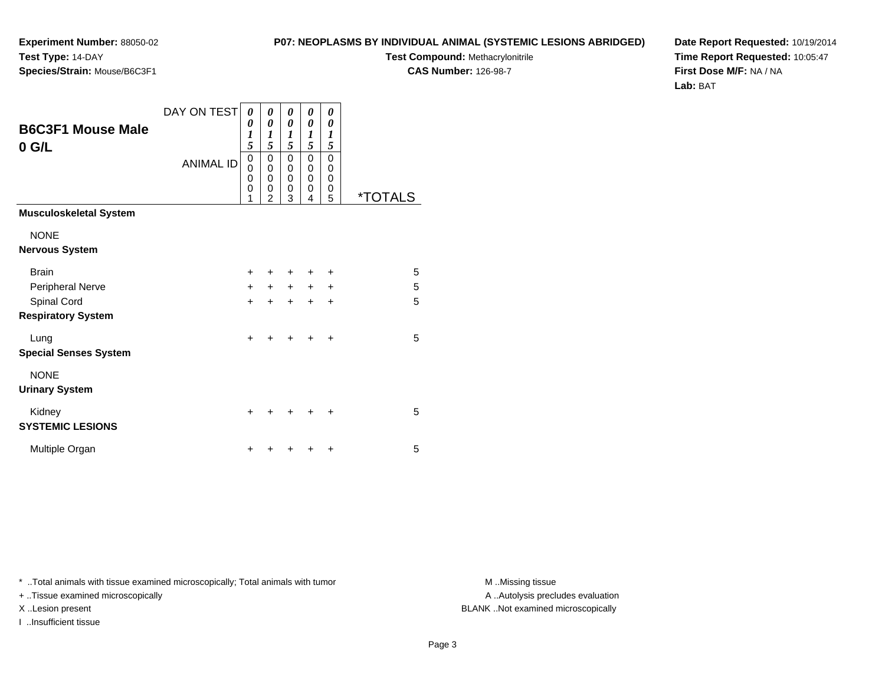**Experiment Number:** 88050-02
**Test Type:** 14-DAY
**Species/Strain:** Mouse/B6C3F1

**P07: NEOPLASMS BY INDIVIDUAL ANIMAL (SYSTEMIC LESIONS ABRIDGED)**
**Test Compound:** Methacrylonitrile
**CAS Number:** 126-98-7

**Date Report Requested:** 10/19/2014
**Time Report Requested:** 10:05:47
**First Dose M/F:** NA / NA
**Lab:** BAT

## B6C3F1 Mouse Male
## 0 G/L

| DAY ON TEST | 0015 | 0015 | 0015 | 0015 | 0015 | |
|---|---|---|---|---|---|---|
| ANIMAL ID | 00001 | 00002 | 00003 | 00004 | 00005 | *TOTALS |
| **Musculoskeletal System** | | | | | | |
| NONE | | | | | | |
| **Nervous System** | | | | | | |
| Brain | + | + | + | + | + | 5 |
| Peripheral Nerve | + | + | + | + | + | 5 |
| Spinal Cord | + | + | + | + | + | 5 |
| **Respiratory System** | | | | | | |
| Lung | + | + | + | + | + | 5 |
| **Special Senses System** | | | | | | |
| NONE | | | | | | |
| **Urinary System** | | | | | | |
| Kidney | + | + | + | + | + | 5 |
| **SYSTEMIC LESIONS** | | | | | | |
| Multiple Organ | + | + | + | + | + | 5 |

* ..Total animals with tissue examined microscopically; Total animals with tumor
+ ..Tissue examined microscopically
X ..Lesion present
I ..Insufficient tissue

M ..Missing tissue
A ..Autolysis precludes evaluation
BLANK ..Not examined microscopically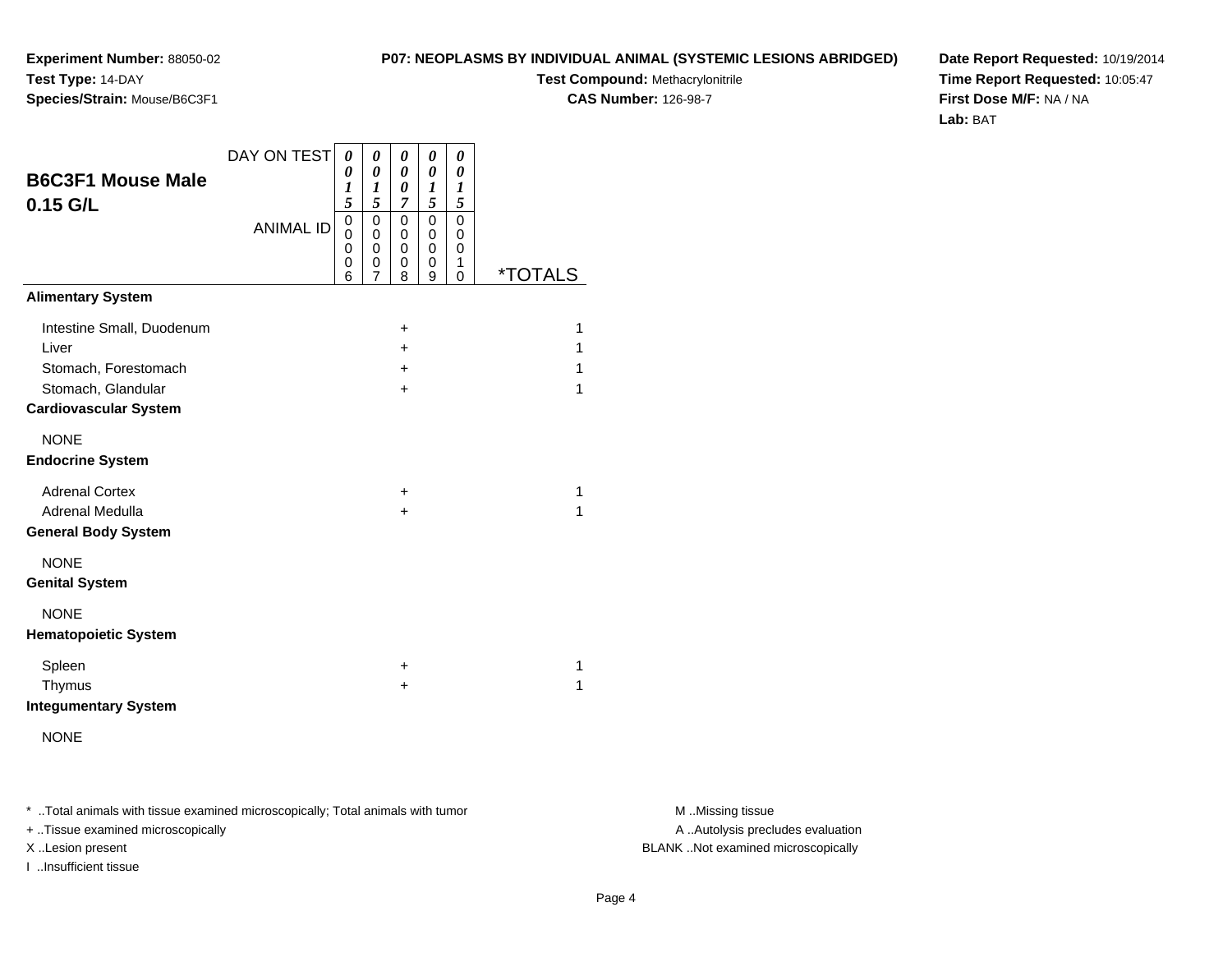**Experiment Number:** 88050-02
**Test Type:** 14-DAY
**Species/Strain:** Mouse/B6C3F1

**P07: NEOPLASMS BY INDIVIDUAL ANIMAL (SYSTEMIC LESIONS ABRIDGED)**
**Test Compound:** Methacrylonitrile
**CAS Number:** 126-98-7

**Date Report Requested:** 10/19/2014
**Time Report Requested:** 10:05:47
**First Dose M/F:** NA / NA
**Lab:** BAT

## B6C3F1 Mouse Male 0.15 G/L

| DAY ON TEST | 0015 | 0015 | 0007 | 0015 | 0015 | |
|---|---|---|---|---|---|---|
| ANIMAL ID | 00006 | 00007 | 00008 | 00009 | 00010 | *TOTALS |
| **Alimentary System** | | | | | | |
| Intestine Small, Duodenum | | | + | | | 1 |
| Liver | | | + | | | 1 |
| Stomach, Forestomach | | | + | | | 1 |
| Stomach, Glandular | | | + | | | 1 |
| **Cardiovascular System** | | | | | | |
| NONE | | | | | | |
| **Endocrine System** | | | | | | |
| Adrenal Cortex | | | + | | | 1 |
| Adrenal Medulla | | | + | | | 1 |
| **General Body System** | | | | | | |
| NONE | | | | | | |
| **Genital System** | | | | | | |
| NONE | | | | | | |
| **Hematopoietic System** | | | | | | |
| Spleen | | | + | | | 1 |
| Thymus | | | + | | | 1 |
| **Integumentary System** | | | | | | |
| NONE | | | | | | |

\* ..Total animals with tissue examined microscopically; Total animals with tumor
+ ..Tissue examined microscopically
X ..Lesion present
I ..Insufficient tissue

M ..Missing tissue
A ..Autolysis precludes evaluation
BLANK ..Not examined microscopically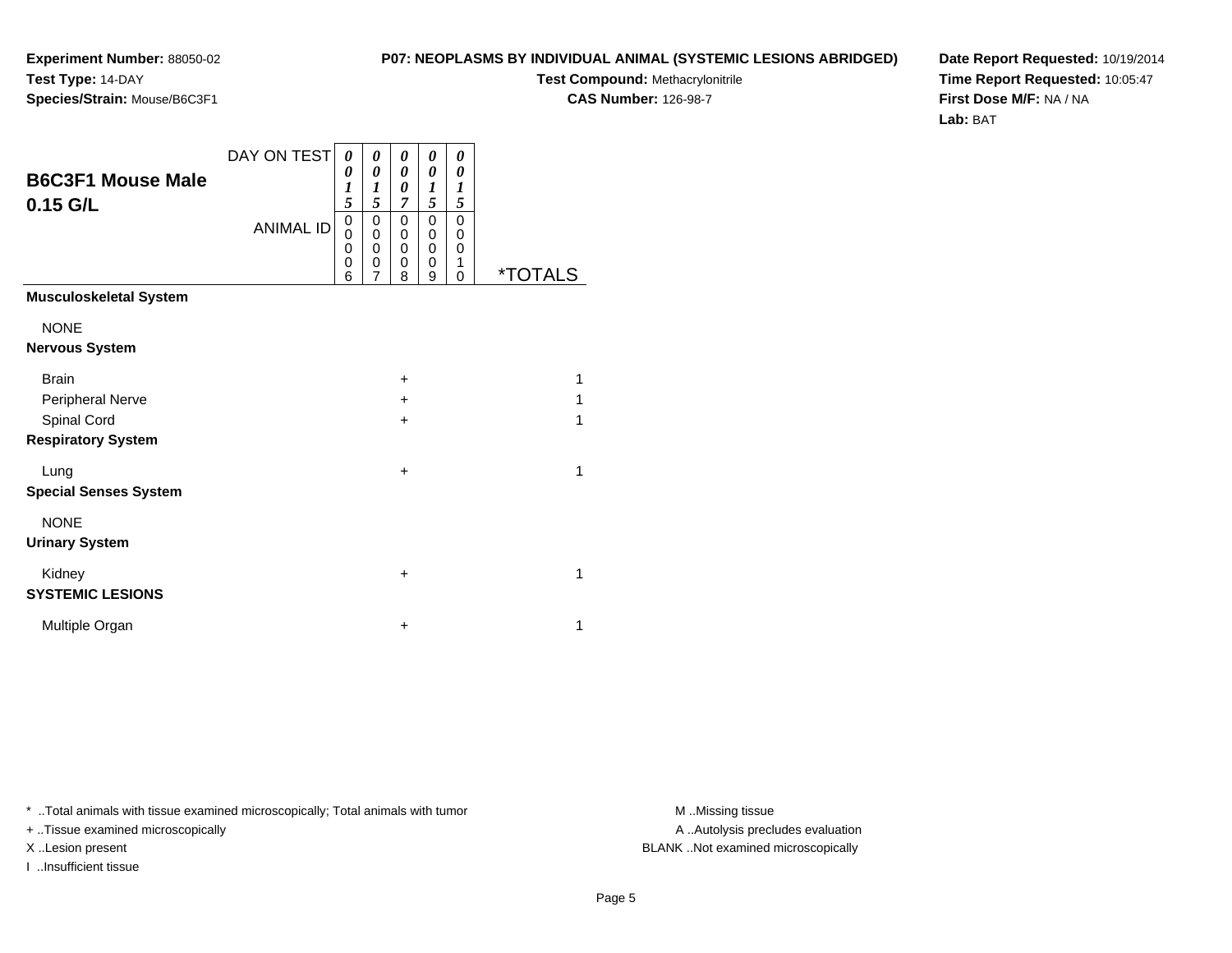**Experiment Number:** 88050-02
**Test Type:** 14-DAY
**Species/Strain:** Mouse/B6C3F1

**P07: NEOPLASMS BY INDIVIDUAL ANIMAL (SYSTEMIC LESIONS ABRIDGED)**
**Test Compound:** Methacrylonitrile
**CAS Number:** 126-98-7

**Date Report Requested:** 10/19/2014
**Time Report Requested:** 10:05:47
**First Dose M/F:** NA / NA
**Lab:** BAT

## B6C3F1 Mouse Male 0.15 G/L

| DAY ON TEST | 0015 | 0015 | 0007 | 0015 | 0015 | |
|---|---|---|---|---|---|---|
| ANIMAL ID | 00006 | 00007 | 00008 | 00009 | 00010 | *TOTALS |
| **Musculoskeletal System** | | | | | | |
| NONE | | | | | | |
| **Nervous System** | | | | | | |
| Brain | | | + | | | 1 |
| Peripheral Nerve | | | + | | | 1 |
| Spinal Cord | | | + | | | 1 |
| **Respiratory System** | | | | | | |
| Lung | | | + | | | 1 |
| **Special Senses System** | | | | | | |
| NONE | | | | | | |
| **Urinary System** | | | | | | |
| Kidney | | | + | | | 1 |
| **SYSTEMIC LESIONS** | | | | | | |
| Multiple Organ | | | + | | | 1 |

\* ..Total animals with tissue examined microscopically; Total animals with tumor
+ ..Tissue examined microscopically
X ..Lesion present
I ..Insufficient tissue

M ..Missing tissue
A ..Autolysis precludes evaluation
BLANK ..Not examined microscopically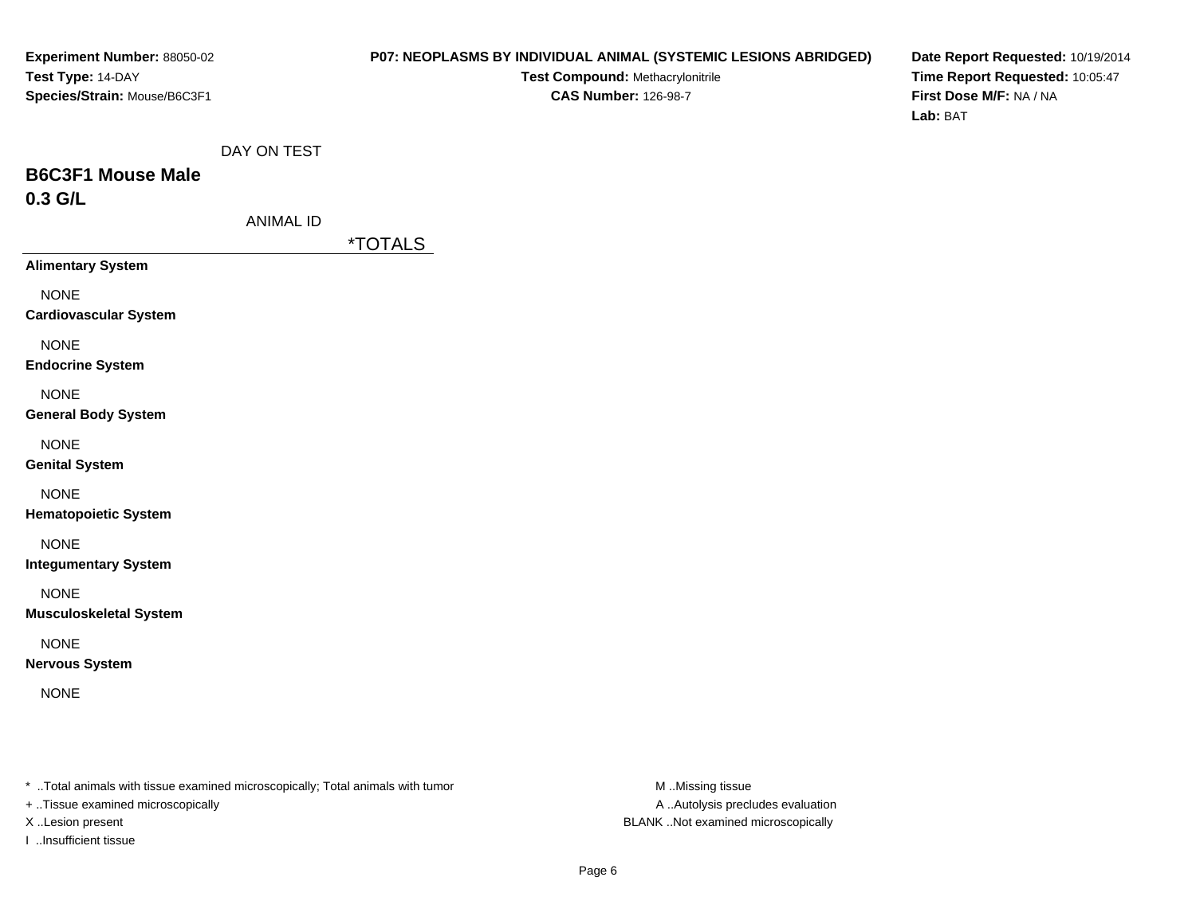**Experiment Number:** 88050-02
**Test Type:** 14-DAY
**Species/Strain:** Mouse/B6C3F1

**P07: NEOPLASMS BY INDIVIDUAL ANIMAL (SYSTEMIC LESIONS ABRIDGED)**
**Test Compound:** Methacrylonitrile
**CAS Number:** 126-98-7

**Date Report Requested:** 10/19/2014
**Time Report Requested:** 10:05:47
**First Dose M/F:** NA / NA
**Lab:** BAT

DAY ON TEST

## B6C3F1 Mouse Male
## 0.3 G/L

ANIMAL ID

| | *TOTALS |
|---|---|
| **Alimentary System** | |
| NONE | |
| **Cardiovascular System** | |
| NONE | |
| **Endocrine System** | |
| NONE | |
| **General Body System** | |
| NONE | |
| **Genital System** | |
| NONE | |
| **Hematopoietic System** | |
| NONE | |
| **Integumentary System** | |
| NONE | |
| **Musculoskeletal System** | |
| NONE | |
| **Nervous System** | |
| NONE | |

* ..Total animals with tissue examined microscopically; Total animals with tumor
+ ..Tissue examined microscopically
X ..Lesion present
I ..Insufficient tissue

M ..Missing tissue
A ..Autolysis precludes evaluation
BLANK ..Not examined microscopically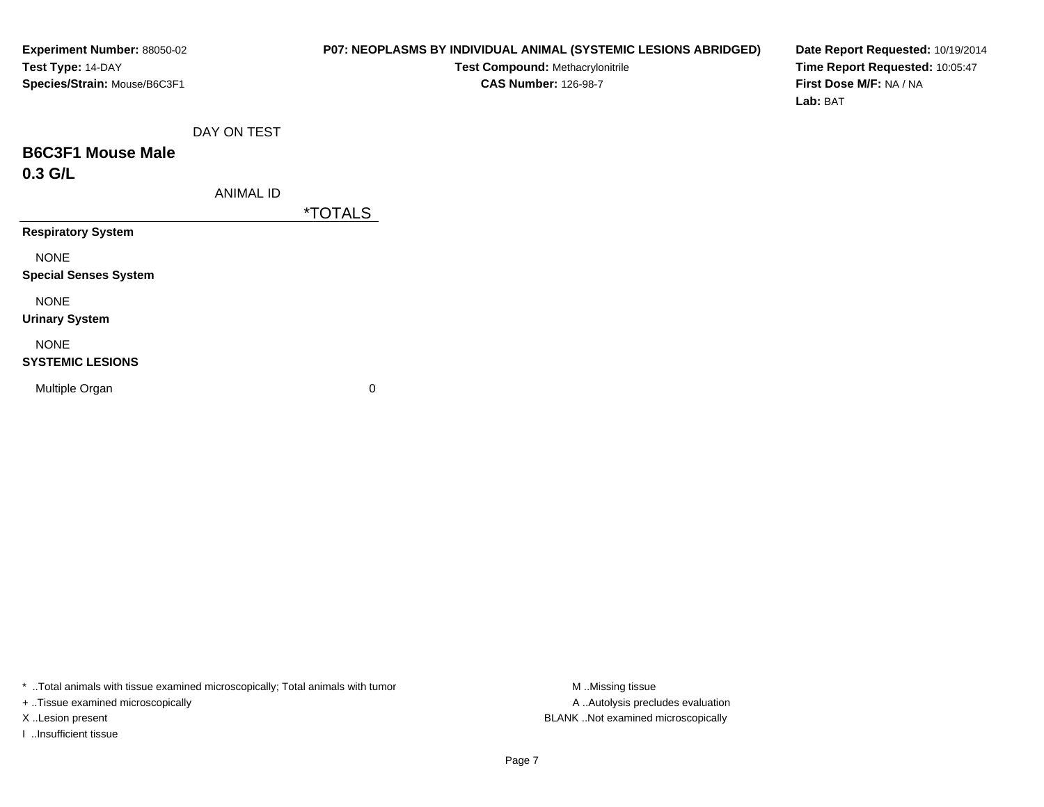**Experiment Number:** 88050-02
**Test Type:** 14-DAY
**Species/Strain:** Mouse/B6C3F1

**P07: NEOPLASMS BY INDIVIDUAL ANIMAL (SYSTEMIC LESIONS ABRIDGED)**
**Test Compound:** Methacrylonitrile
**CAS Number:** 126-98-7

**Date Report Requested:** 10/19/2014
**Time Report Requested:** 10:05:47
**First Dose M/F:** NA / NA
**Lab:** BAT

DAY ON TEST

## B6C3F1 Mouse Male
## 0.3 G/L

ANIMAL ID

| | *TOTALS |
|---|---|
| **Respiratory System** | |
| NONE | |
| **Special Senses System** | |
| NONE | |
| **Urinary System** | |
| NONE | |
| **SYSTEMIC LESIONS** | |
| Multiple Organ | 0 |

* ..Total animals with tissue examined microscopically; Total animals with tumor
+ ..Tissue examined microscopically
X ..Lesion present
I ..Insufficient tissue

M ..Missing tissue
A ..Autolysis precludes evaluation
BLANK ..Not examined microscopically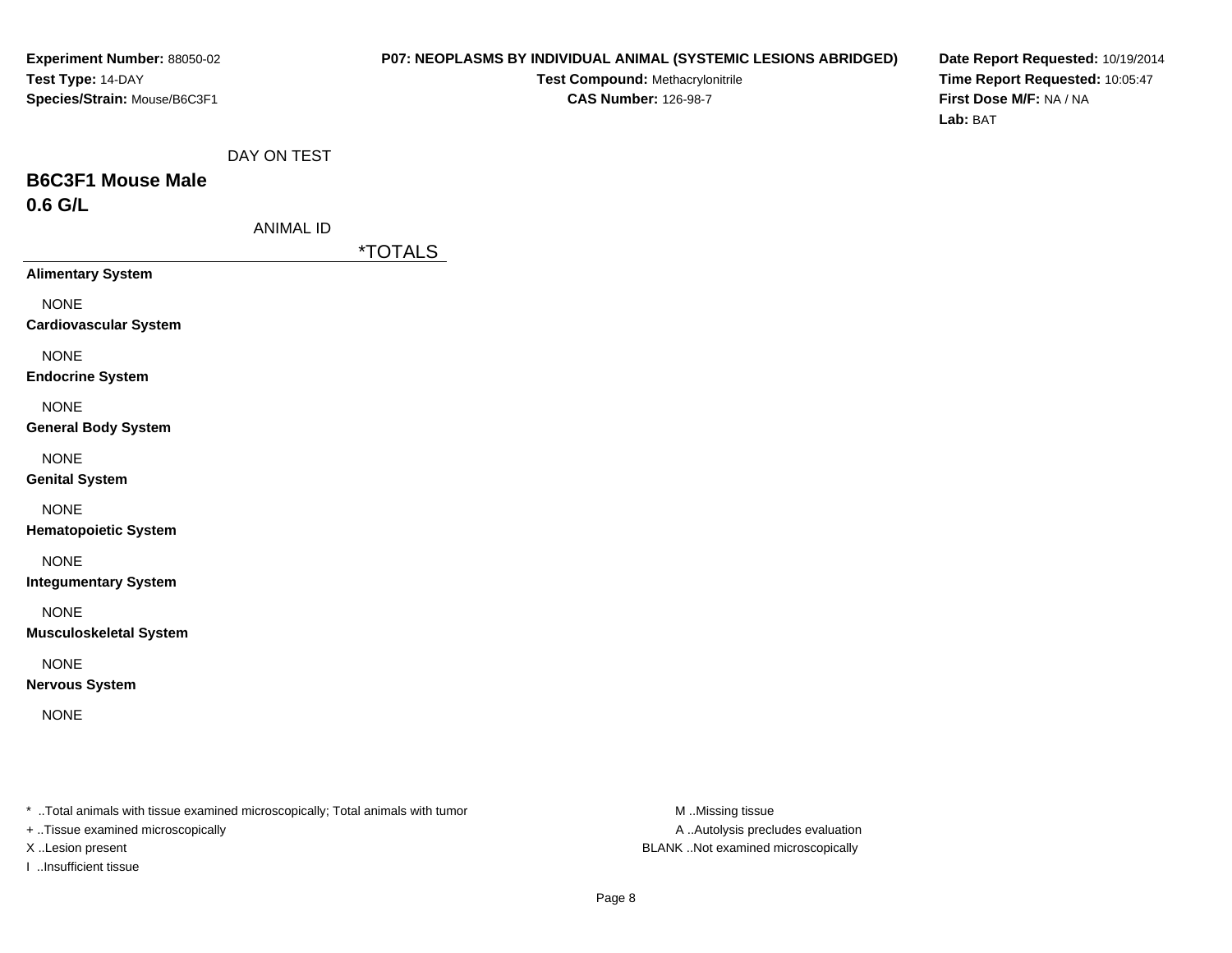**Experiment Number:** 88050-02
**Test Type:** 14-DAY
**Species/Strain:** Mouse/B6C3F1

**P07: NEOPLASMS BY INDIVIDUAL ANIMAL (SYSTEMIC LESIONS ABRIDGED)**
**Test Compound:** Methacrylonitrile
**CAS Number:** 126-98-7

**Date Report Requested:** 10/19/2014
**Time Report Requested:** 10:05:47
**First Dose M/F:** NA / NA
**Lab:** BAT

DAY ON TEST

## B6C3F1 Mouse Male
## 0.6 G/L

ANIMAL ID

| | *TOTALS |
|---|---|
| **Alimentary System** | |
| NONE | |
| **Cardiovascular System** | |
| NONE | |
| **Endocrine System** | |
| NONE | |
| **General Body System** | |
| NONE | |
| **Genital System** | |
| NONE | |
| **Hematopoietic System** | |
| NONE | |
| **Integumentary System** | |
| NONE | |
| **Musculoskeletal System** | |
| NONE | |
| **Nervous System** | |
| NONE | |

* ..Total animals with tissue examined microscopically; Total animals with tumor
+ ..Tissue examined microscopically
X ..Lesion present
I ..Insufficient tissue

M ..Missing tissue
A ..Autolysis precludes evaluation
BLANK ..Not examined microscopically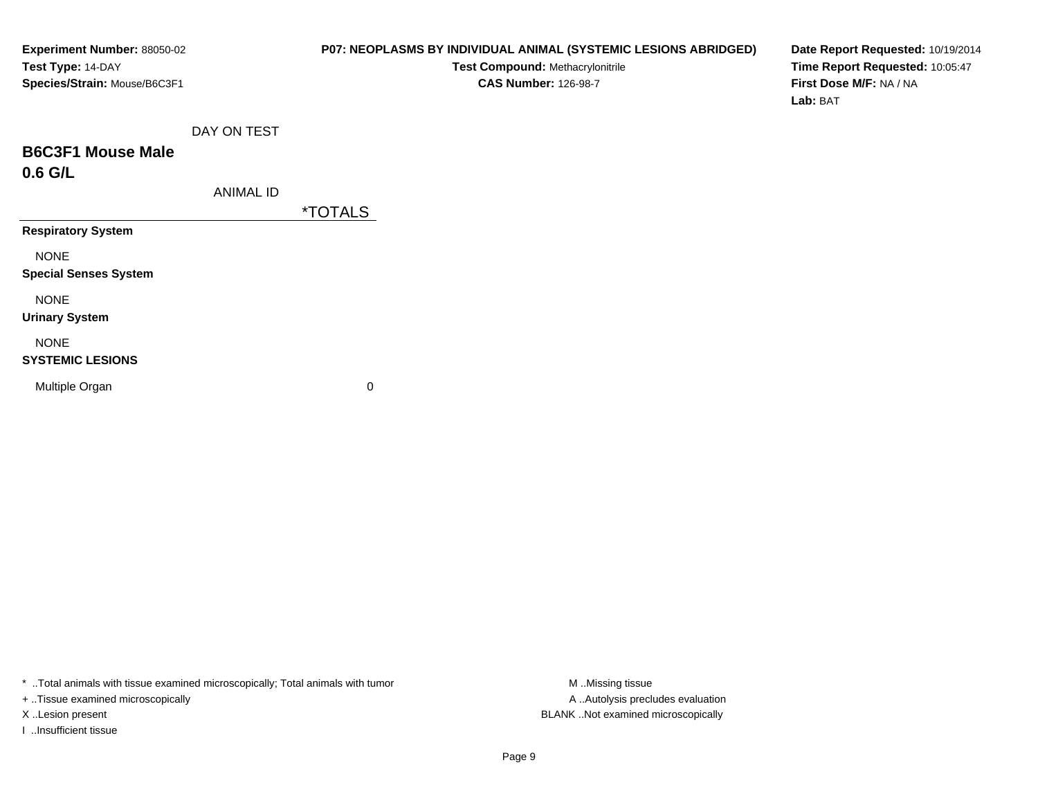**Experiment Number:** 88050-02
**Test Type:** 14-DAY
**Species/Strain:** Mouse/B6C3F1

**P07: NEOPLASMS BY INDIVIDUAL ANIMAL (SYSTEMIC LESIONS ABRIDGED)**
**Test Compound:** Methacrylonitrile
**CAS Number:** 126-98-7

**Date Report Requested:** 10/19/2014
**Time Report Requested:** 10:05:47
**First Dose M/F:** NA / NA
**Lab:** BAT

## B6C3F1 Mouse Male
## 0.6 G/L

| DAY ON TEST / ANIMAL ID | *TOTALS |
|---|---|
| **Respiratory System** | |
| NONE | |
| **Special Senses System** | |
| NONE | |
| **Urinary System** | |
| NONE | |
| **SYSTEMIC LESIONS** | |
| Multiple Organ | 0 |

* ..Total animals with tissue examined microscopically; Total animals with tumor
+ ..Tissue examined microscopically
X ..Lesion present
I ..Insufficient tissue

M ..Missing tissue
A ..Autolysis precludes evaluation
BLANK ..Not examined microscopically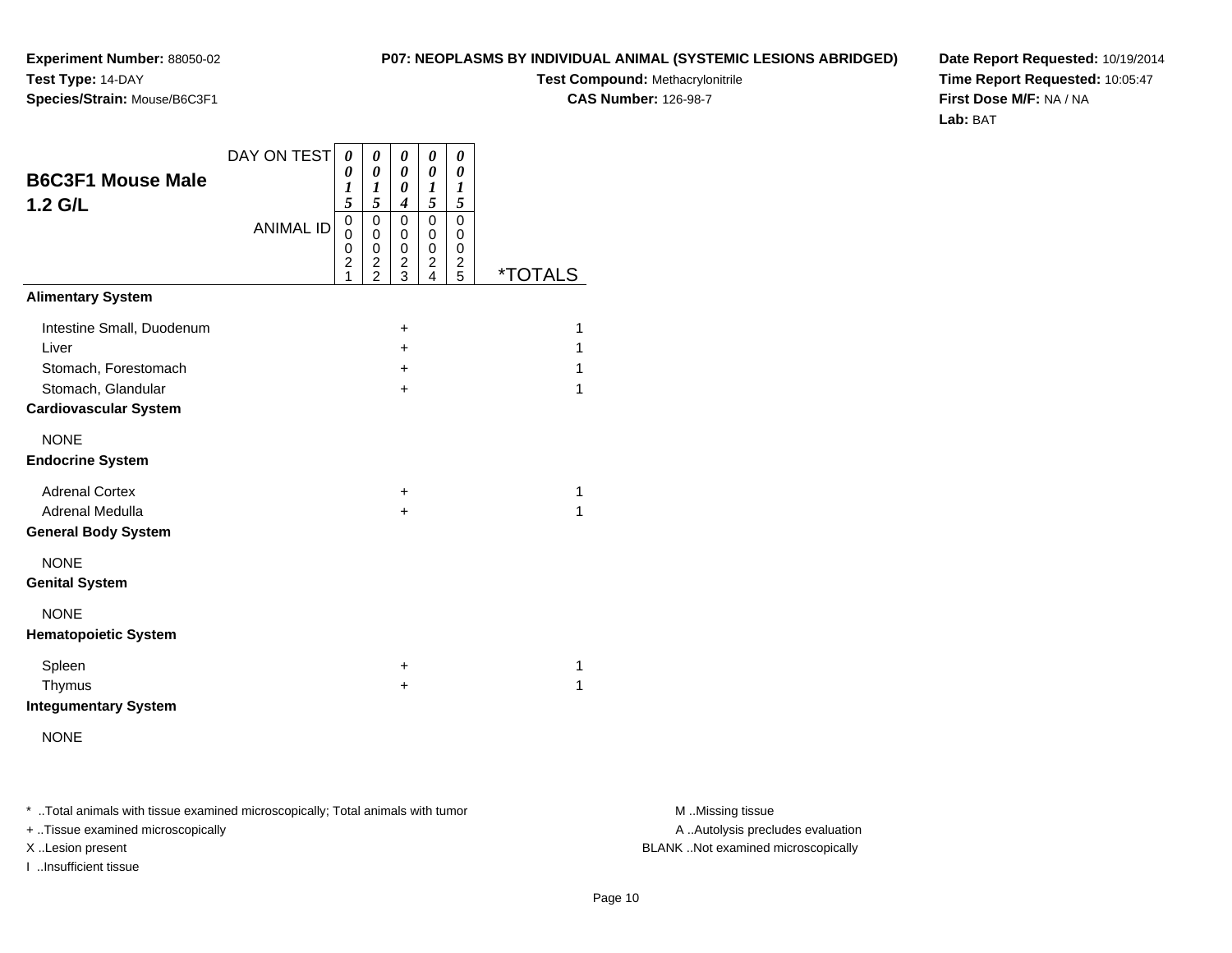**Experiment Number:** 88050-02
**Test Type:** 14-DAY
**Species/Strain:** Mouse/B6C3F1

**P07: NEOPLASMS BY INDIVIDUAL ANIMAL (SYSTEMIC LESIONS ABRIDGED)**
**Test Compound:** Methacrylonitrile
**CAS Number:** 126-98-7

**Date Report Requested:** 10/19/2014
**Time Report Requested:** 10:05:47
**First Dose M/F:** NA / NA
**Lab:** BAT

## B6C3F1 Mouse Male 1.2 G/L

| DAY ON TEST | 0015 | 0015 | 0004 | 0015 | 0015 | |
|---|---|---|---|---|---|---|
| ANIMAL ID | 00021 | 00022 | 00023 | 00024 | 00025 | *TOTALS |
| **Alimentary System** | | | | | | |
| Intestine Small, Duodenum | | | + | | | 1 |
| Liver | | | + | | | 1 |
| Stomach, Forestomach | | | + | | | 1 |
| Stomach, Glandular | | | + | | | 1 |
| **Cardiovascular System** | | | | | | |
| NONE | | | | | | |
| **Endocrine System** | | | | | | |
| Adrenal Cortex | | | + | | | 1 |
| Adrenal Medulla | | | + | | | 1 |
| **General Body System** | | | | | | |
| NONE | | | | | | |
| **Genital System** | | | | | | |
| NONE | | | | | | |
| **Hematopoietic System** | | | | | | |
| Spleen | | | + | | | 1 |
| Thymus | | | + | | | 1 |
| **Integumentary System** | | | | | | |
| NONE | | | | | | |

* ..Total animals with tissue examined microscopically; Total animals with tumor
+ ..Tissue examined microscopically
X ..Lesion present
I ..Insufficient tissue

M ..Missing tissue
A ..Autolysis precludes evaluation
BLANK ..Not examined microscopically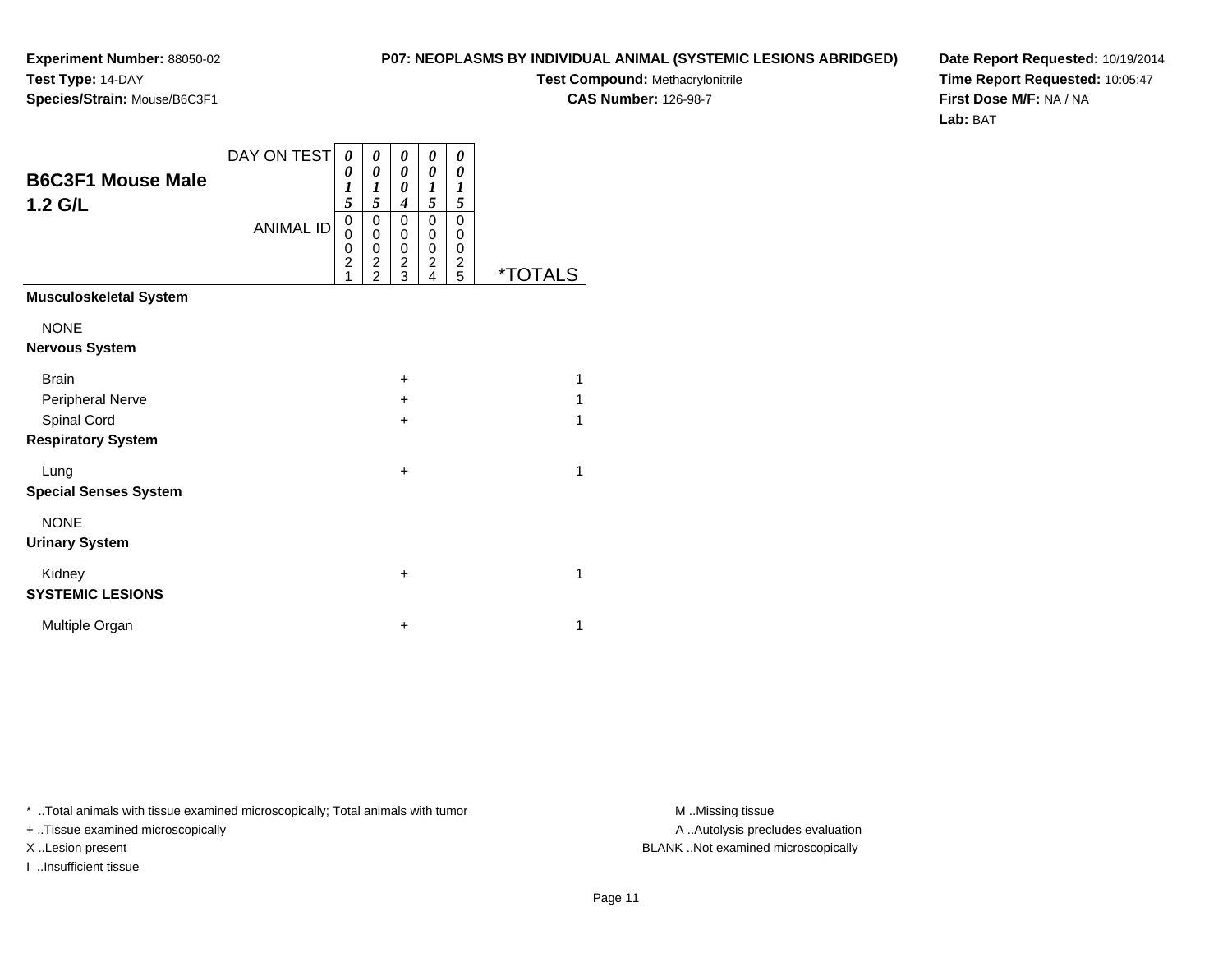**Experiment Number:** 88050-02
**Test Type:** 14-DAY
**Species/Strain:** Mouse/B6C3F1

**P07: NEOPLASMS BY INDIVIDUAL ANIMAL (SYSTEMIC LESIONS ABRIDGED)**
**Test Compound:** Methacrylonitrile
**CAS Number:** 126-98-7

**Date Report Requested:** 10/19/2014
**Time Report Requested:** 10:05:47
**First Dose M/F:** NA / NA
**Lab:** BAT

## B6C3F1 Mouse Male 1.2 G/L

| DAY ON TEST | 0015 | 0015 | 0004 | 0015 | 0015 | |
|---|---|---|---|---|---|---|
| ANIMAL ID | 00021 | 00022 | 00023 | 00024 | 00025 | *TOTALS |
| **Musculoskeletal System** | | | | | | |
| NONE | | | | | | |
| **Nervous System** | | | | | | |
| Brain | | | + | | | 1 |
| Peripheral Nerve | | | + | | | 1 |
| Spinal Cord | | | + | | | 1 |
| **Respiratory System** | | | | | | |
| Lung | | | + | | | 1 |
| **Special Senses System** | | | | | | |
| NONE | | | | | | |
| **Urinary System** | | | | | | |
| Kidney | | | + | | | 1 |
| **SYSTEMIC LESIONS** | | | | | | |
| Multiple Organ | | | + | | | 1 |

* ..Total animals with tissue examined microscopically; Total animals with tumor
+ ..Tissue examined microscopically
X ..Lesion present
I ..Insufficient tissue

M ..Missing tissue
A ..Autolysis precludes evaluation
BLANK ..Not examined microscopically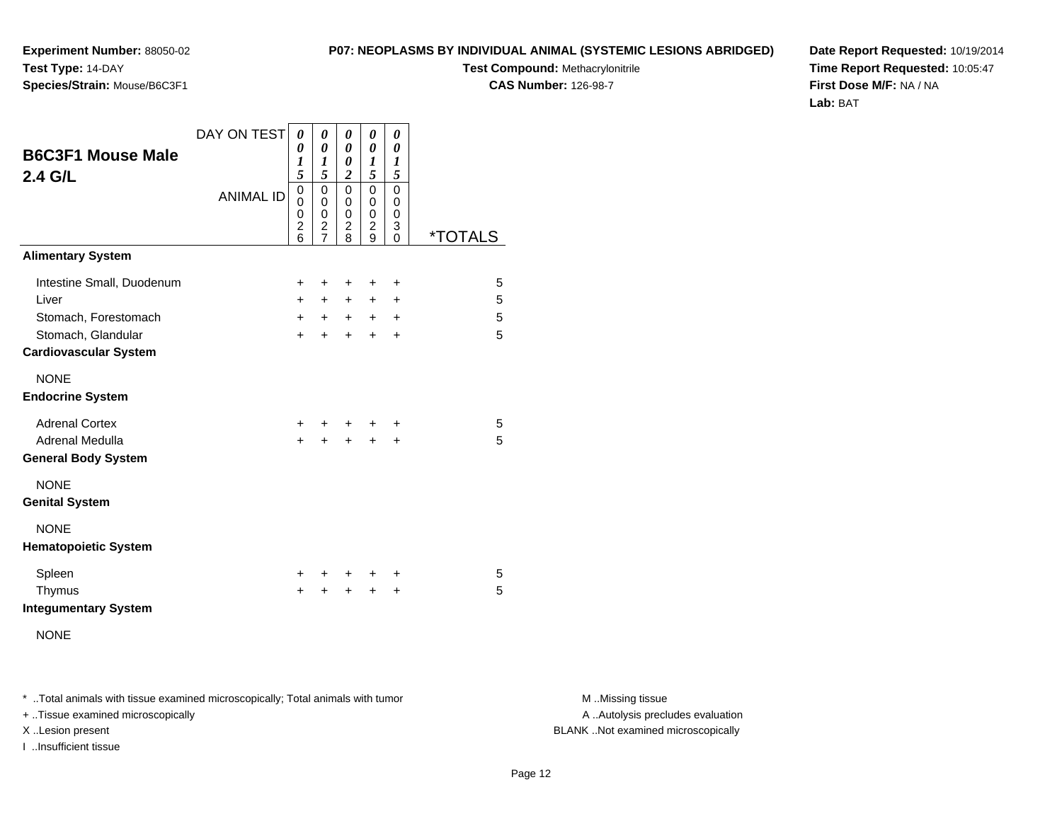**Experiment Number:** 88050-02
**Test Type:** 14-DAY
**Species/Strain:** Mouse/B6C3F1

**P07: NEOPLASMS BY INDIVIDUAL ANIMAL (SYSTEMIC LESIONS ABRIDGED)**
**Test Compound:** Methacrylonitrile
**CAS Number:** 126-98-7

**Date Report Requested:** 10/19/2014
**Time Report Requested:** 10:05:47
**First Dose M/F:** NA / NA
**Lab:** BAT

## B6C3F1 Mouse Male 2.4 G/L

| DAY ON TEST | 0015 | 0015 | 0002 | 0015 | 0015 | |
|---|---|---|---|---|---|---|
| **ANIMAL ID** | 00026 | 00027 | 00028 | 00029 | 00030 | ***TOTALS** |
| **Alimentary System** | | | | | | |
| Intestine Small, Duodenum | + | + | + | + | + | 5 |
| Liver | + | + | + | + | + | 5 |
| Stomach, Forestomach | + | + | + | + | + | 5 |
| Stomach, Glandular | + | + | + | + | + | 5 |
| **Cardiovascular System** | | | | | | |
| NONE | | | | | | |
| **Endocrine System** | | | | | | |
| Adrenal Cortex | + | + | + | + | + | 5 |
| Adrenal Medulla | + | + | + | + | + | 5 |
| **General Body System** | | | | | | |
| NONE | | | | | | |
| **Genital System** | | | | | | |
| NONE | | | | | | |
| **Hematopoietic System** | | | | | | |
| Spleen | + | + | + | + | + | 5 |
| Thymus | + | + | + | + | + | 5 |
| **Integumentary System** | | | | | | |
| NONE | | | | | | |

* ..Total animals with tissue examined microscopically; Total animals with tumor
+ ..Tissue examined microscopically
X ..Lesion present
I ..Insufficient tissue

M ..Missing tissue
A ..Autolysis precludes evaluation
BLANK ..Not examined microscopically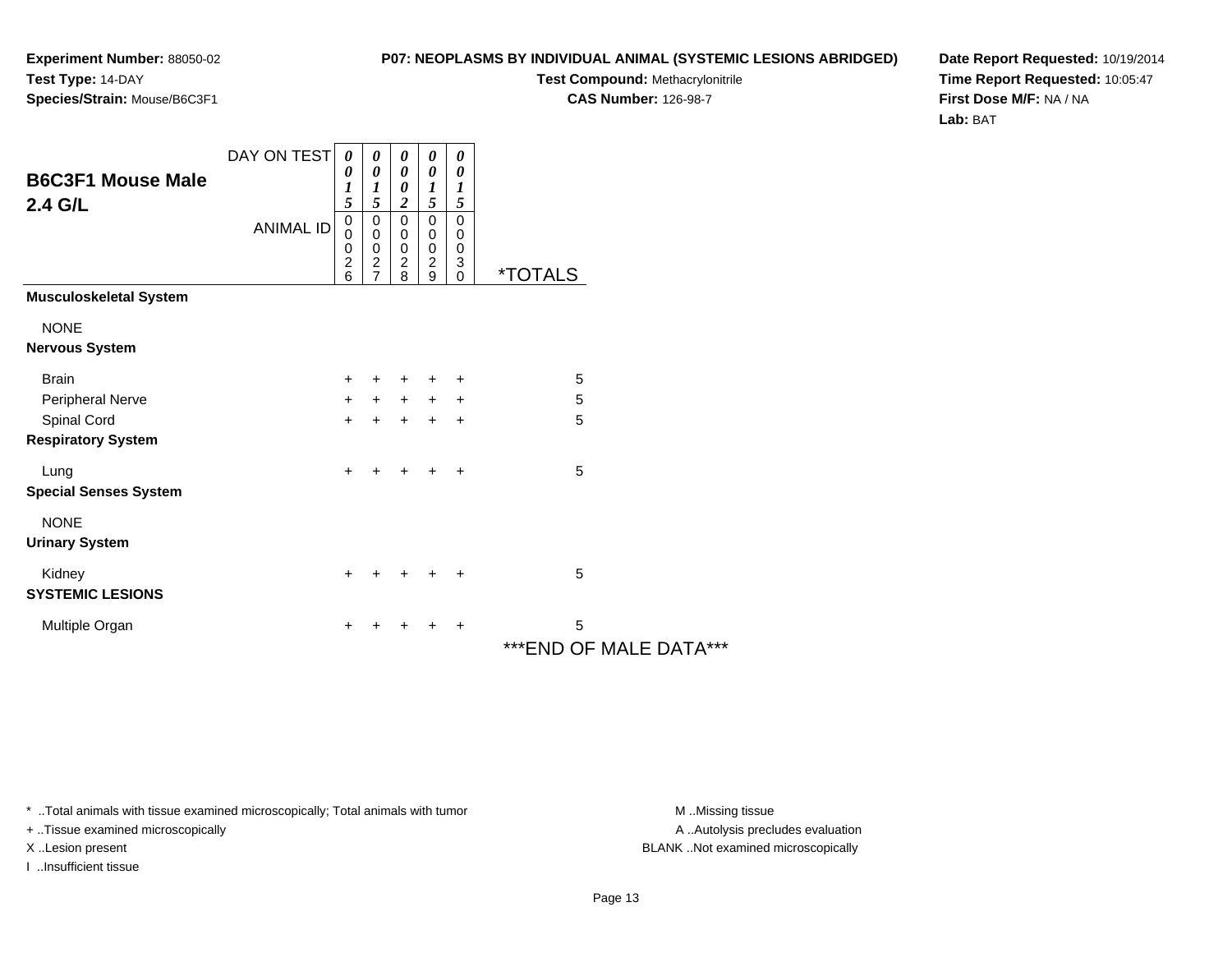**Experiment Number:** 88050-02
**Test Type:** 14-DAY
**Species/Strain:** Mouse/B6C3F1

**P07: NEOPLASMS BY INDIVIDUAL ANIMAL (SYSTEMIC LESIONS ABRIDGED)**
**Test Compound:** Methacrylonitrile
**CAS Number:** 126-98-7

**Date Report Requested:** 10/19/2014
**Time Report Requested:** 10:05:47
**First Dose M/F:** NA / NA
**Lab:** BAT

## B6C3F1 Mouse Male 2.4 G/L

| DAY ON TEST | 0015 | 0015 | 0002 | 0015 | 0015 | |
|---|---|---|---|---|---|---|
| ANIMAL ID | 00026 | 00027 | 00028 | 00029 | 00030 | *TOTALS |
| **Musculoskeletal System** | | | | | | |
| NONE | | | | | | |
| **Nervous System** | | | | | | |
| Brain | + | + | + | + | + | 5 |
| Peripheral Nerve | + | + | + | + | + | 5 |
| Spinal Cord | + | + | + | + | + | 5 |
| **Respiratory System** | | | | | | |
| Lung | + | + | + | + | + | 5 |
| **Special Senses System** | | | | | | |
| NONE | | | | | | |
| **Urinary System** | | | | | | |
| Kidney | + | + | + | + | + | 5 |
| **SYSTEMIC LESIONS** | | | | | | |
| Multiple Organ | + | + | + | + | + | 5 |

***END OF MALE DATA***

\* ..Total animals with tissue examined microscopically; Total animals with tumor
+ ..Tissue examined microscopically
X ..Lesion present
I ..Insufficient tissue

M ..Missing tissue
A ..Autolysis precludes evaluation
BLANK ..Not examined microscopically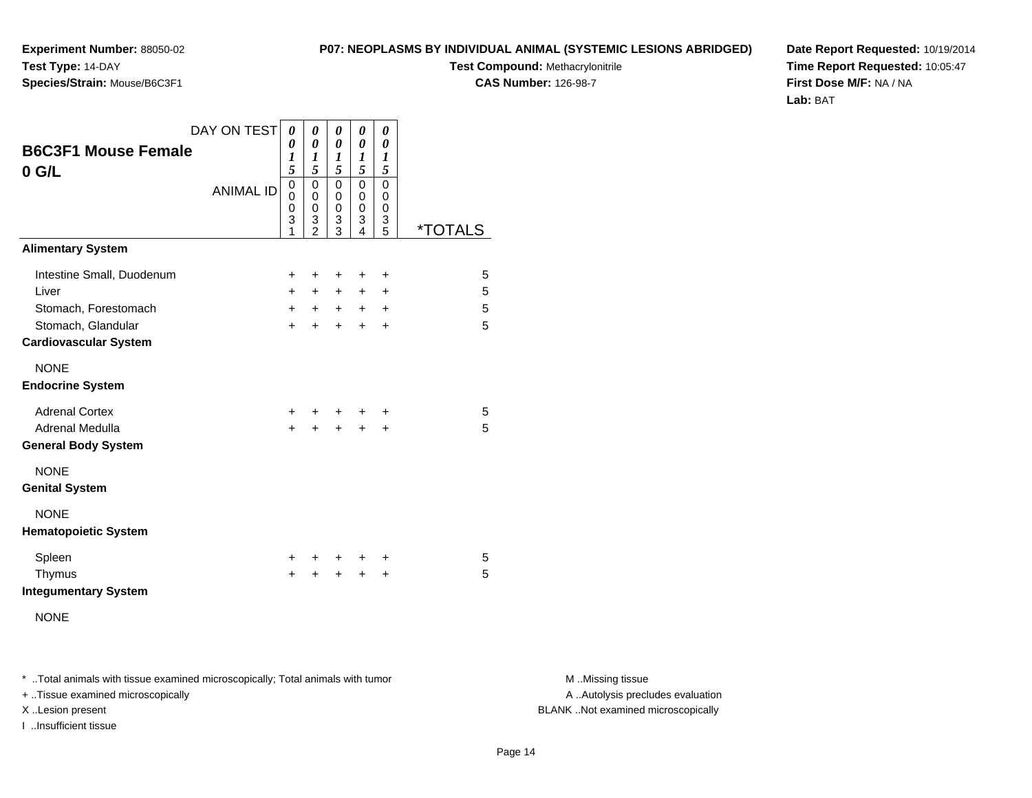**Experiment Number:** 88050-02
**Test Type:** 14-DAY
**Species/Strain:** Mouse/B6C3F1

**P07: NEOPLASMS BY INDIVIDUAL ANIMAL (SYSTEMIC LESIONS ABRIDGED)**
**Test Compound:** Methacrylonitrile
**CAS Number:** 126-98-7

**Date Report Requested:** 10/19/2014
**Time Report Requested:** 10:05:47
**First Dose M/F:** NA / NA
**Lab:** BAT

## B6C3F1 Mouse Female 0 G/L

| DAY ON TEST | 0015 | 0015 | 0015 | 0015 | 0015 | |
|---|---|---|---|---|---|---|
| ANIMAL ID | 00031 | 00032 | 00033 | 00034 | 00035 | *TOTALS |
| **Alimentary System** | | | | | | |
| Intestine Small, Duodenum | + | + | + | + | + | 5 |
| Liver | + | + | + | + | + | 5 |
| Stomach, Forestomach | + | + | + | + | + | 5 |
| Stomach, Glandular | + | + | + | + | + | 5 |
| **Cardiovascular System** | | | | | | |
| NONE | | | | | | |
| **Endocrine System** | | | | | | |
| Adrenal Cortex | + | + | + | + | + | 5 |
| Adrenal Medulla | + | + | + | + | + | 5 |
| **General Body System** | | | | | | |
| NONE | | | | | | |
| **Genital System** | | | | | | |
| NONE | | | | | | |
| **Hematopoietic System** | | | | | | |
| Spleen | + | + | + | + | + | 5 |
| Thymus | + | + | + | + | + | 5 |
| **Integumentary System** | | | | | | |
| NONE | | | | | | |

* ..Total animals with tissue examined microscopically; Total animals with tumor
+ ..Tissue examined microscopically
X ..Lesion present
I ..Insufficient tissue

M ..Missing tissue
A ..Autolysis precludes evaluation
BLANK ..Not examined microscopically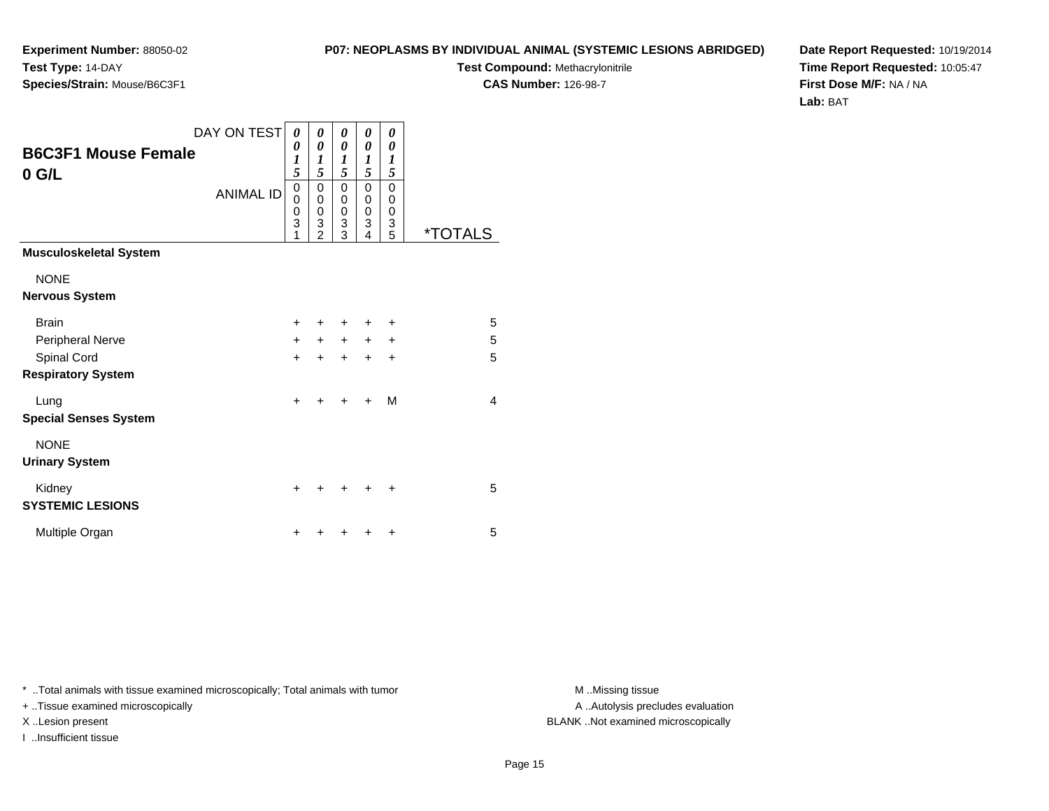**Experiment Number:** 88050-02
**Test Type:** 14-DAY
**Species/Strain:** Mouse/B6C3F1

**P07: NEOPLASMS BY INDIVIDUAL ANIMAL (SYSTEMIC LESIONS ABRIDGED)**
**Test Compound:** Methacrylonitrile
**CAS Number:** 126-98-7

**Date Report Requested:** 10/19/2014
**Time Report Requested:** 10:05:47
**First Dose M/F:** NA / NA
**Lab:** BAT

## B6C3F1 Mouse Female 0 G/L

| DAY ON TEST | 0015 | 0015 | 0015 | 0015 | 0015 | |
|---|---|---|---|---|---|---|
| ANIMAL ID | 00031 | 00032 | 00033 | 00034 | 00035 | *TOTALS |
| **Musculoskeletal System** | | | | | | |
| NONE | | | | | | |
| **Nervous System** | | | | | | |
| Brain | + | + | + | + | + | 5 |
| Peripheral Nerve | + | + | + | + | + | 5 |
| Spinal Cord | + | + | + | + | + | 5 |
| **Respiratory System** | | | | | | |
| Lung | + | + | + | + | M | 4 |
| **Special Senses System** | | | | | | |
| NONE | | | | | | |
| **Urinary System** | | | | | | |
| Kidney | + | + | + | + | + | 5 |
| **SYSTEMIC LESIONS** | | | | | | |
| Multiple Organ | + | + | + | + | + | 5 |

\* ..Total animals with tissue examined microscopically; Total animals with tumor
\+ ..Tissue examined microscopically
X ..Lesion present
I ..Insufficient tissue

M ..Missing tissue
A ..Autolysis precludes evaluation
BLANK ..Not examined microscopically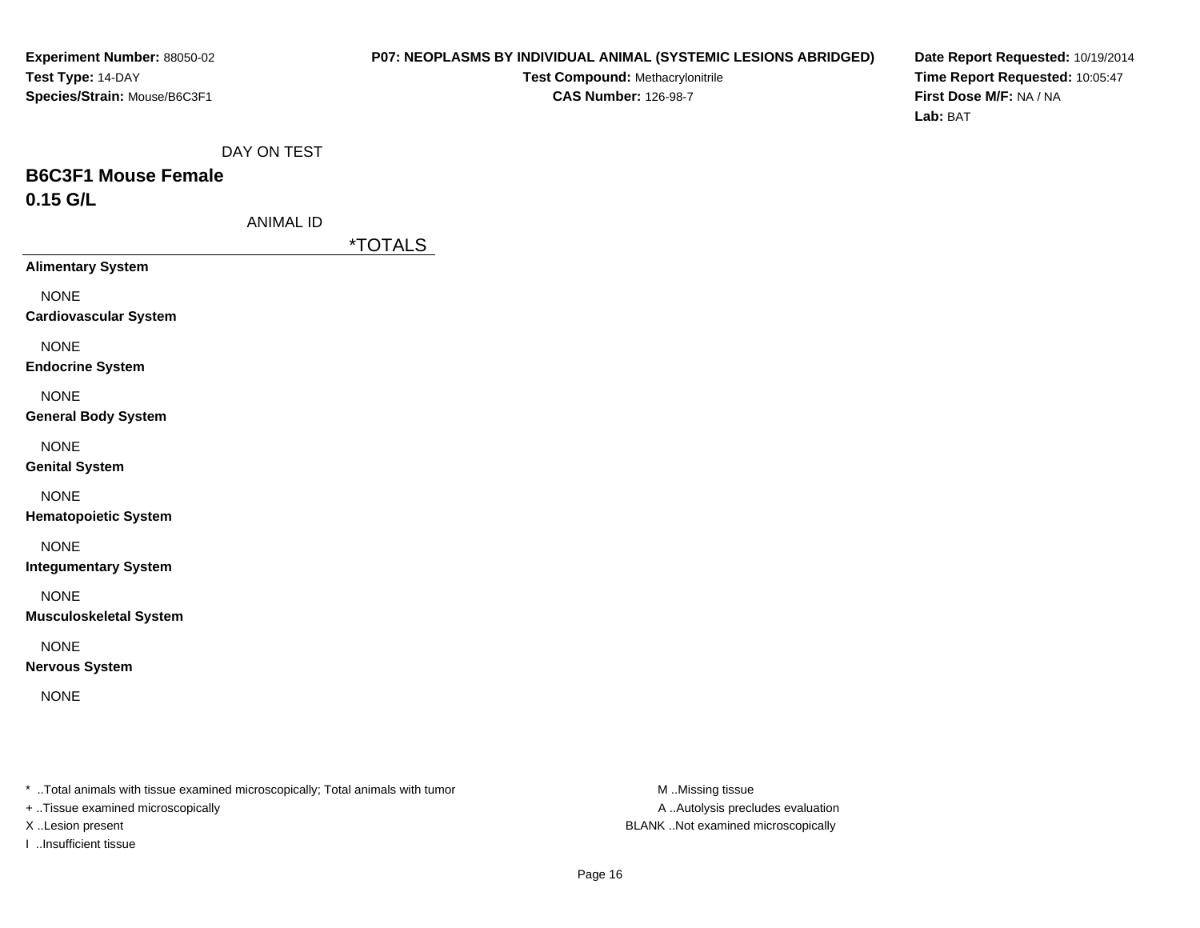**Experiment Number:** 88050-02
**Test Type:** 14-DAY
**Species/Strain:** Mouse/B6C3F1

**P07: NEOPLASMS BY INDIVIDUAL ANIMAL (SYSTEMIC LESIONS ABRIDGED)**
**Test Compound:** Methacrylonitrile
**CAS Number:** 126-98-7

**Date Report Requested:** 10/19/2014
**Time Report Requested:** 10:05:47
**First Dose M/F:** NA / NA
**Lab:** BAT

DAY ON TEST

## B6C3F1 Mouse Female
## 0.15 G/L

ANIMAL ID

| | *TOTALS |
|---|---|
| **Alimentary System** | |
| NONE | |
| **Cardiovascular System** | |
| NONE | |
| **Endocrine System** | |
| NONE | |
| **General Body System** | |
| NONE | |
| **Genital System** | |
| NONE | |
| **Hematopoietic System** | |
| NONE | |
| **Integumentary System** | |
| NONE | |
| **Musculoskeletal System** | |
| NONE | |
| **Nervous System** | |
| NONE | |

* ..Total animals with tissue examined microscopically; Total animals with tumor
+ ..Tissue examined microscopically
X ..Lesion present
I ..Insufficient tissue

M ..Missing tissue
A ..Autolysis precludes evaluation
BLANK ..Not examined microscopically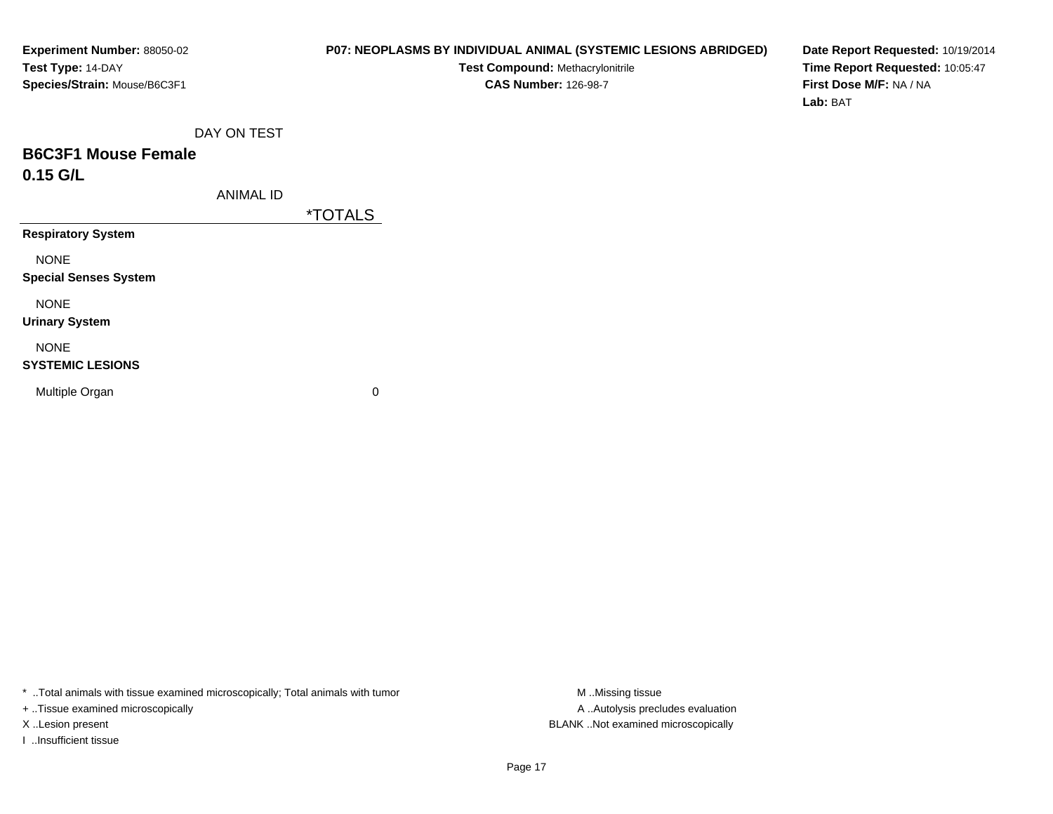**Experiment Number:** 88050-02
**Test Type:** 14-DAY
**Species/Strain:** Mouse/B6C3F1

**P07: NEOPLASMS BY INDIVIDUAL ANIMAL (SYSTEMIC LESIONS ABRIDGED)**
**Test Compound:** Methacrylonitrile
**CAS Number:** 126-98-7

**Date Report Requested:** 10/19/2014
**Time Report Requested:** 10:05:47
**First Dose M/F:** NA / NA
**Lab:** BAT

DAY ON TEST

## B6C3F1 Mouse Female
## 0.15 G/L

| ANIMAL ID | *TOTALS |
|---|---|
| **Respiratory System** | |
| NONE | |
| **Special Senses System** | |
| NONE | |
| **Urinary System** | |
| NONE | |
| **SYSTEMIC LESIONS** | |
| Multiple Organ | 0 |

* ..Total animals with tissue examined microscopically; Total animals with tumor
+ ..Tissue examined microscopically
X ..Lesion present
I ..Insufficient tissue

M ..Missing tissue
A ..Autolysis precludes evaluation
BLANK ..Not examined microscopically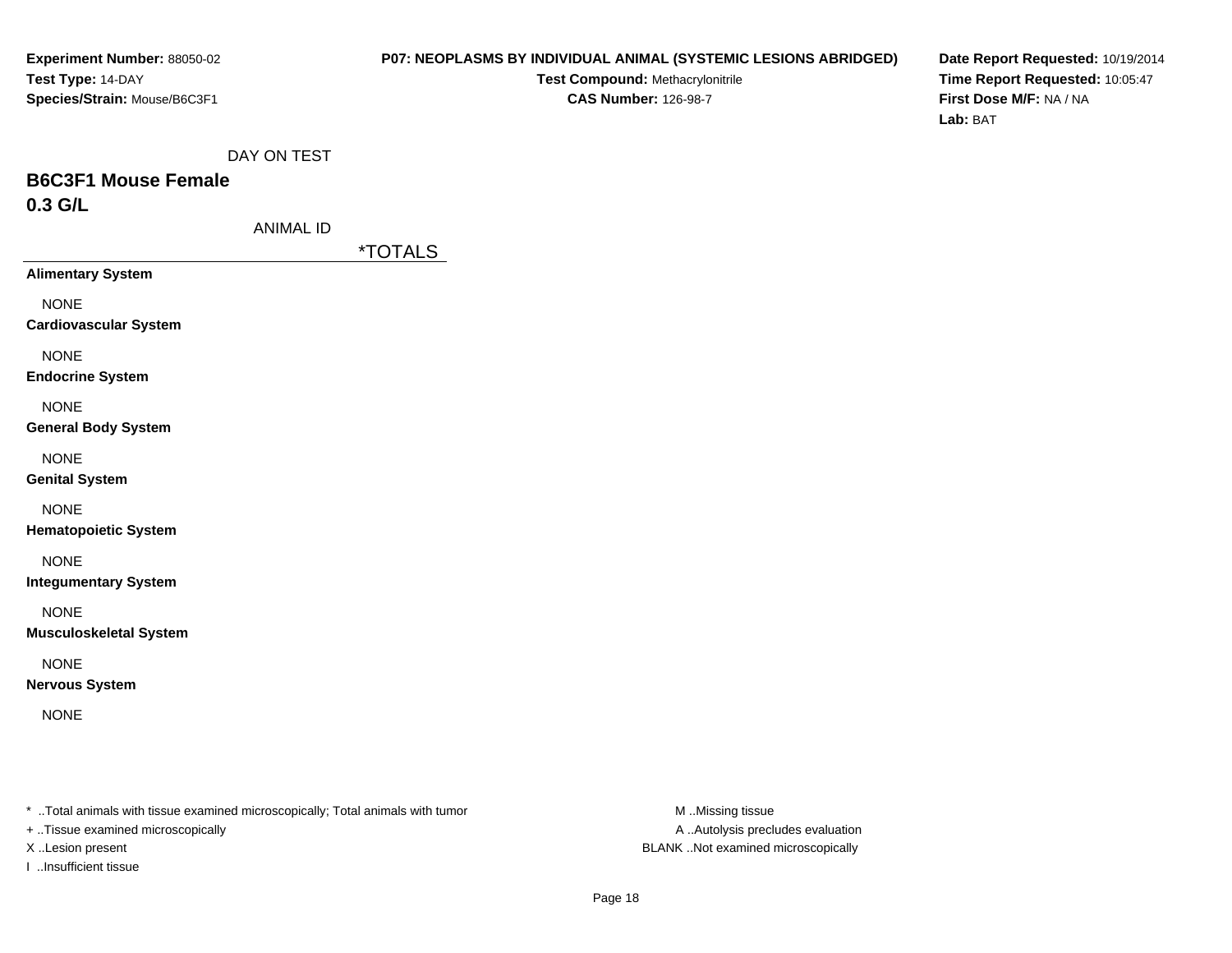**Experiment Number:** 88050-02
**Test Type:** 14-DAY
**Species/Strain:** Mouse/B6C3F1

**P07: NEOPLASMS BY INDIVIDUAL ANIMAL (SYSTEMIC LESIONS ABRIDGED)**
**Test Compound:** Methacrylonitrile
**CAS Number:** 126-98-7

**Date Report Requested:** 10/19/2014
**Time Report Requested:** 10:05:47
**First Dose M/F:** NA / NA
**Lab:** BAT

DAY ON TEST

## B6C3F1 Mouse Female
## 0.3 G/L

ANIMAL ID

| | *TOTALS |
|---|---|
| **Alimentary System** | |
| NONE | |
| **Cardiovascular System** | |
| NONE | |
| **Endocrine System** | |
| NONE | |
| **General Body System** | |
| NONE | |
| **Genital System** | |
| NONE | |
| **Hematopoietic System** | |
| NONE | |
| **Integumentary System** | |
| NONE | |
| **Musculoskeletal System** | |
| NONE | |
| **Nervous System** | |
| NONE | |

* ..Total animals with tissue examined microscopically; Total animals with tumor
+ ..Tissue examined microscopically
X ..Lesion present
I ..Insufficient tissue

M ..Missing tissue
A ..Autolysis precludes evaluation
BLANK ..Not examined microscopically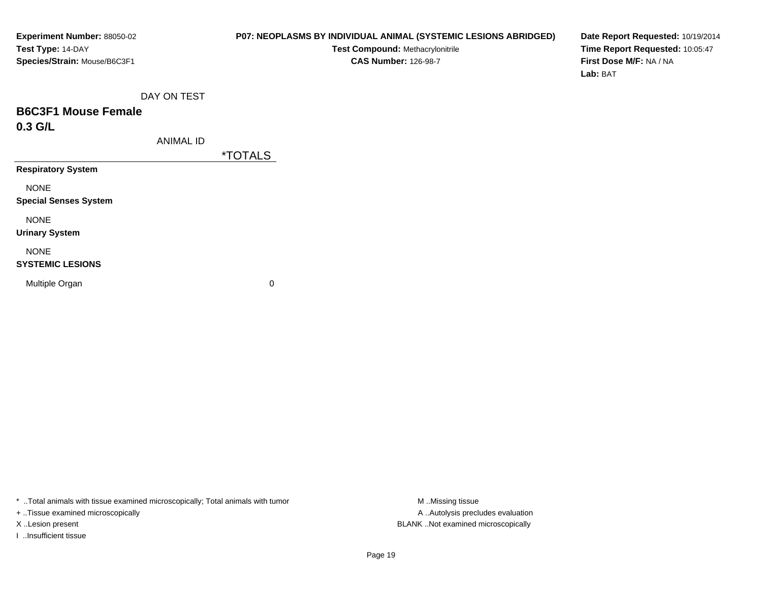**Experiment Number:** 88050-02
**Test Type:** 14-DAY
**Species/Strain:** Mouse/B6C3F1

**P07: NEOPLASMS BY INDIVIDUAL ANIMAL (SYSTEMIC LESIONS ABRIDGED)**
**Test Compound:** Methacrylonitrile
**CAS Number:** 126-98-7

**Date Report Requested:** 10/19/2014
**Time Report Requested:** 10:05:47
**First Dose M/F:** NA / NA
**Lab:** BAT

DAY ON TEST

## B6C3F1 Mouse Female
## 0.3 G/L

| ANIMAL ID | *TOTALS |
|---|---|
| **Respiratory System** | |
| NONE | |
| **Special Senses System** | |
| NONE | |
| **Urinary System** | |
| NONE | |
| **SYSTEMIC LESIONS** | |
| Multiple Organ | 0 |

* ..Total animals with tissue examined microscopically; Total animals with tumor
+ ..Tissue examined microscopically
X ..Lesion present
I ..Insufficient tissue

M ..Missing tissue
A ..Autolysis precludes evaluation
BLANK ..Not examined microscopically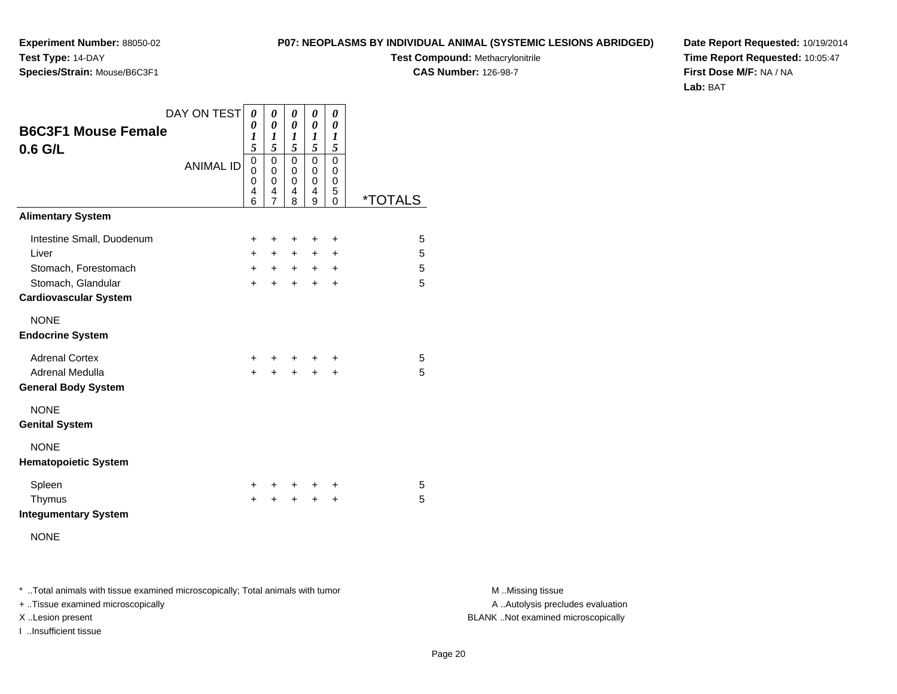**Experiment Number:** 88050-02
**Test Type:** 14-DAY
**Species/Strain:** Mouse/B6C3F1

**P07: NEOPLASMS BY INDIVIDUAL ANIMAL (SYSTEMIC LESIONS ABRIDGED)**
**Test Compound:** Methacrylonitrile
**CAS Number:** 126-98-7

**Date Report Requested:** 10/19/2014
**Time Report Requested:** 10:05:47
**First Dose M/F:** NA / NA
**Lab:** BAT

## B6C3F1 Mouse Female 0.6 G/L

| DAY ON TEST | 0015 | 0015 | 0015 | 0015 | 0015 | |
|---|---|---|---|---|---|---|
| ANIMAL ID | 00046 | 00047 | 00048 | 00049 | 00050 | *TOTALS |
| **Alimentary System** | | | | | | |
| Intestine Small, Duodenum | + | + | + | + | + | 5 |
| Liver | + | + | + | + | + | 5 |
| Stomach, Forestomach | + | + | + | + | + | 5 |
| Stomach, Glandular | + | + | + | + | + | 5 |
| **Cardiovascular System** | | | | | | |
| NONE | | | | | | |
| **Endocrine System** | | | | | | |
| Adrenal Cortex | + | + | + | + | + | 5 |
| Adrenal Medulla | + | + | + | + | + | 5 |
| **General Body System** | | | | | | |
| NONE | | | | | | |
| **Genital System** | | | | | | |
| NONE | | | | | | |
| **Hematopoietic System** | | | | | | |
| Spleen | + | + | + | + | + | 5 |
| Thymus | + | + | + | + | + | 5 |
| **Integumentary System** | | | | | | |
| NONE | | | | | | |

* ..Total animals with tissue examined microscopically; Total animals with tumor
+ ..Tissue examined microscopically
X ..Lesion present
I ..Insufficient tissue

M ..Missing tissue
A ..Autolysis precludes evaluation
BLANK ..Not examined microscopically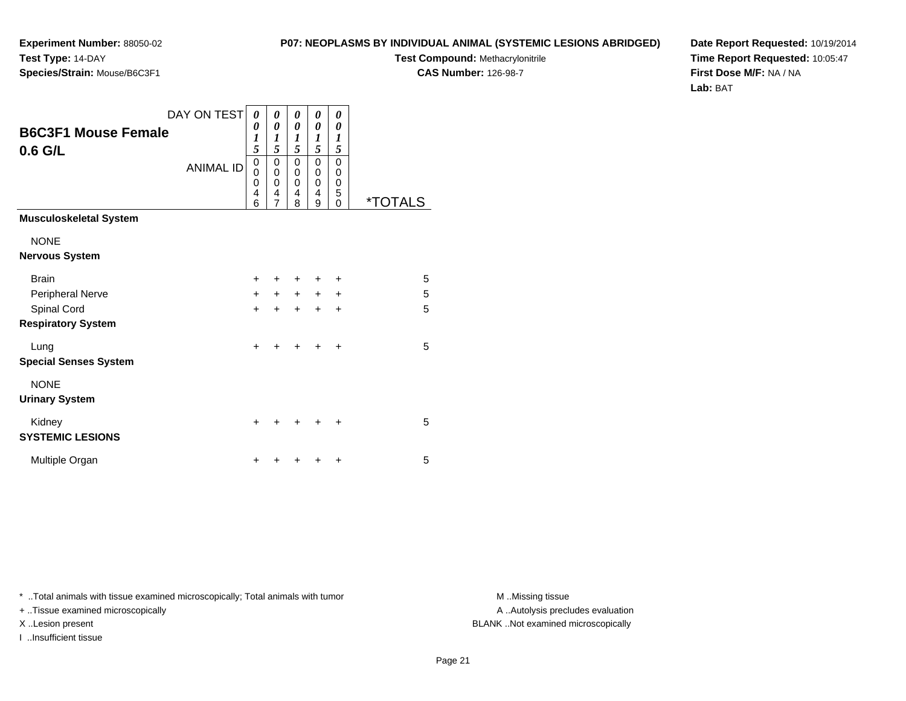**Experiment Number:** 88050-02
**Test Type:** 14-DAY
**Species/Strain:** Mouse/B6C3F1

**P07: NEOPLASMS BY INDIVIDUAL ANIMAL (SYSTEMIC LESIONS ABRIDGED)**
**Test Compound:** Methacrylonitrile
**CAS Number:** 126-98-7

**Date Report Requested:** 10/19/2014
**Time Report Requested:** 10:05:47
**First Dose M/F:** NA / NA
**Lab:** BAT

## B6C3F1 Mouse Female
## 0.6 G/L

| DAY ON TEST | 0015 | 0015 | 0015 | 0015 | 0015 | |
|---|---|---|---|---|---|---|
| ANIMAL ID | 00046 | 00047 | 00048 | 00049 | 00050 | *TOTALS |
| **Musculoskeletal System** | | | | | | |
| NONE | | | | | | |
| **Nervous System** | | | | | | |
| Brain | + | + | + | + | + | 5 |
| Peripheral Nerve | + | + | + | + | + | 5 |
| Spinal Cord | + | + | + | + | + | 5 |
| **Respiratory System** | | | | | | |
| Lung | + | + | + | + | + | 5 |
| **Special Senses System** | | | | | | |
| NONE | | | | | | |
| **Urinary System** | | | | | | |
| Kidney | + | + | + | + | + | 5 |
| **SYSTEMIC LESIONS** | | | | | | |
| Multiple Organ | + | + | + | + | + | 5 |

* ..Total animals with tissue examined microscopically; Total animals with tumor
+ ..Tissue examined microscopically
X ..Lesion present
I ..Insufficient tissue

M ..Missing tissue
A ..Autolysis precludes evaluation
BLANK ..Not examined microscopically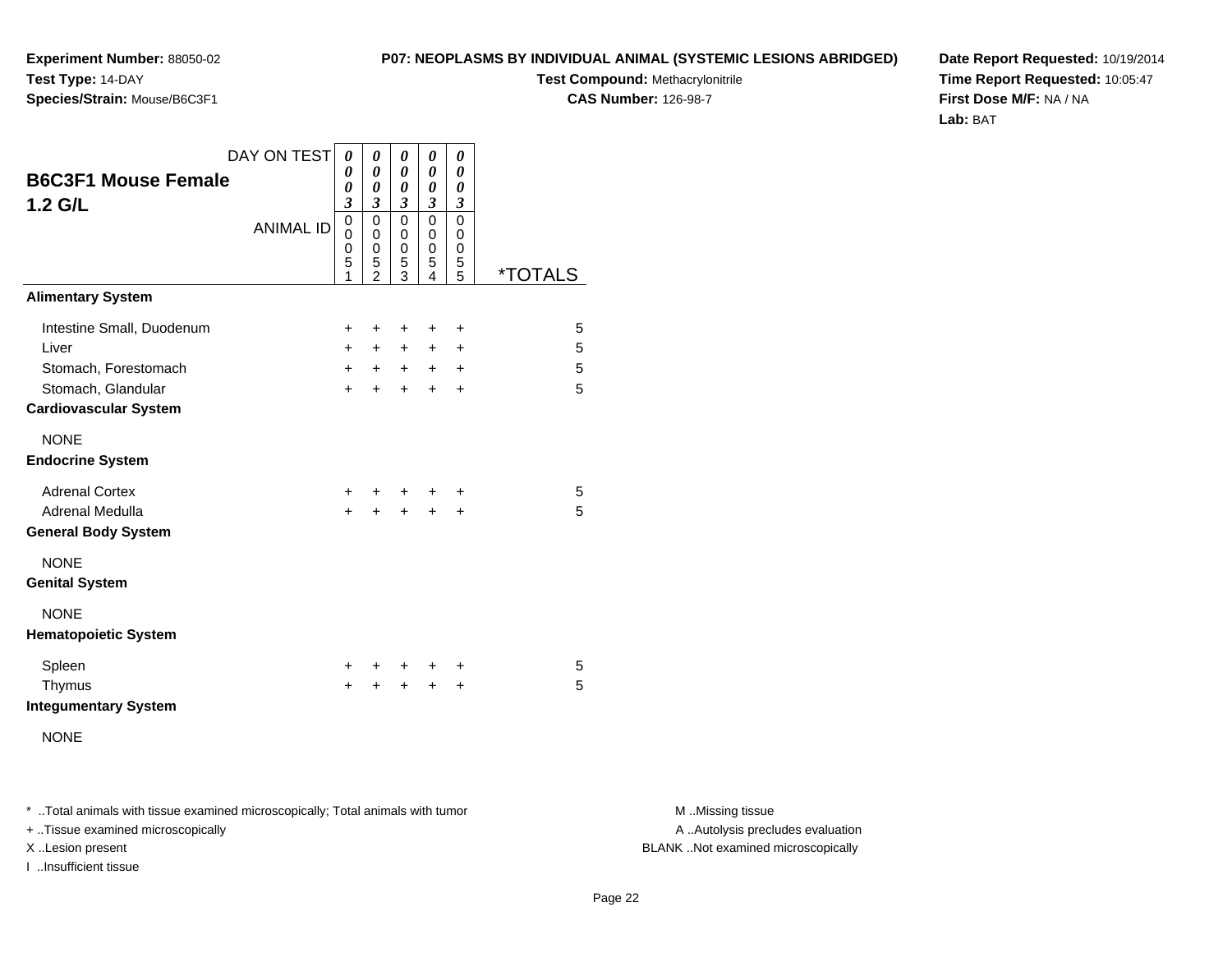**Experiment Number:** 88050-02
**Test Type:** 14-DAY
**Species/Strain:** Mouse/B6C3F1

**P07: NEOPLASMS BY INDIVIDUAL ANIMAL (SYSTEMIC LESIONS ABRIDGED)**
**Test Compound:** Methacrylonitrile
**CAS Number:** 126-98-7

**Date Report Requested:** 10/19/2014
**Time Report Requested:** 10:05:47
**First Dose M/F:** NA / NA
**Lab:** BAT

## B6C3F1 Mouse Female 1.2 G/L

| DAY ON TEST | 0003 | 0003 | 0003 | 0003 | 0003 | |
|---|---|---|---|---|---|---|
| ANIMAL ID | 00051 | 00052 | 00053 | 00054 | 00055 | *TOTALS |
| **Alimentary System** | | | | | | |
| Intestine Small, Duodenum | + | + | + | + | + | 5 |
| Liver | + | + | + | + | + | 5 |
| Stomach, Forestomach | + | + | + | + | + | 5 |
| Stomach, Glandular | + | + | + | + | + | 5 |
| **Cardiovascular System** | | | | | | |
| NONE | | | | | | |
| **Endocrine System** | | | | | | |
| Adrenal Cortex | + | + | + | + | + | 5 |
| Adrenal Medulla | + | + | + | + | + | 5 |
| **General Body System** | | | | | | |
| NONE | | | | | | |
| **Genital System** | | | | | | |
| NONE | | | | | | |
| **Hematopoietic System** | | | | | | |
| Spleen | + | + | + | + | + | 5 |
| Thymus | + | + | + | + | + | 5 |
| **Integumentary System** | | | | | | |
| NONE | | | | | | |

* ..Total animals with tissue examined microscopically; Total animals with tumor
+ ..Tissue examined microscopically
X ..Lesion present
I ..Insufficient tissue

M ..Missing tissue
A ..Autolysis precludes evaluation
BLANK ..Not examined microscopically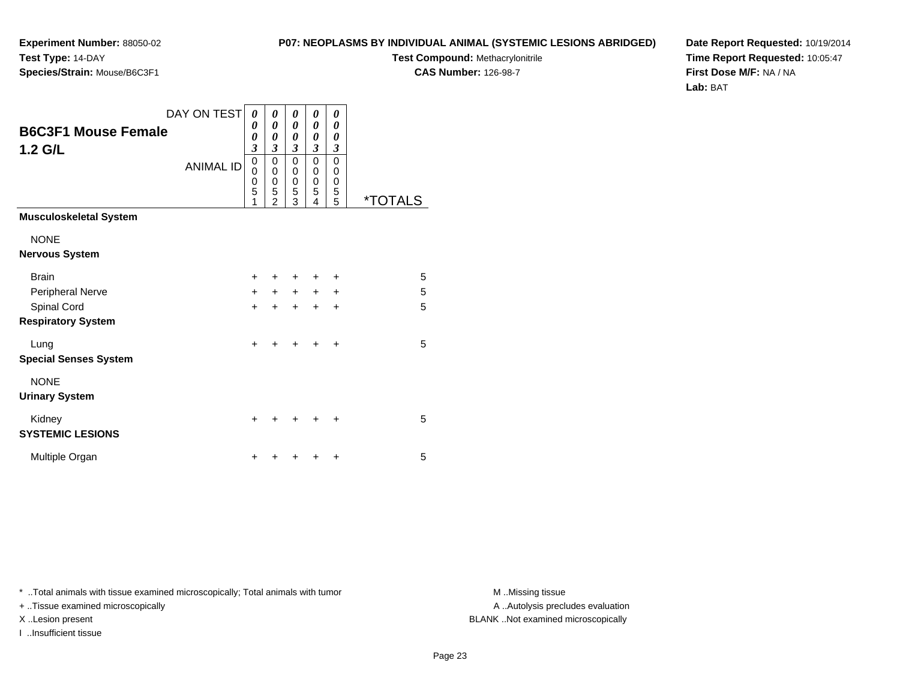**Experiment Number:** 88050-02
**Test Type:** 14-DAY
**Species/Strain:** Mouse/B6C3F1

**P07: NEOPLASMS BY INDIVIDUAL ANIMAL (SYSTEMIC LESIONS ABRIDGED)**
**Test Compound:** Methacrylonitrile
**CAS Number:** 126-98-7

**Date Report Requested:** 10/19/2014
**Time Report Requested:** 10:05:47
**First Dose M/F:** NA / NA
**Lab:** BAT

## B6C3F1 Mouse Female 1.2 G/L

| DAY ON TEST | 0003 | 0003 | 0003 | 0003 | 0003 | |
|---|---|---|---|---|---|---|
| ANIMAL ID | 00051 | 00052 | 00053 | 00054 | 00055 | *TOTALS |
| **Musculoskeletal System** | | | | | | |
| NONE | | | | | | |
| **Nervous System** | | | | | | |
| Brain | + | + | + | + | + | 5 |
| Peripheral Nerve | + | + | + | + | + | 5 |
| Spinal Cord | + | + | + | + | + | 5 |
| **Respiratory System** | | | | | | |
| Lung | + | + | + | + | + | 5 |
| **Special Senses System** | | | | | | |
| NONE | | | | | | |
| **Urinary System** | | | | | | |
| Kidney | + | + | + | + | + | 5 |
| **SYSTEMIC LESIONS** | | | | | | |
| Multiple Organ | + | + | + | + | + | 5 |

* ..Total animals with tissue examined microscopically; Total animals with tumor
+ ..Tissue examined microscopically
X ..Lesion present
I ..Insufficient tissue

M ..Missing tissue
A ..Autolysis precludes evaluation
BLANK ..Not examined microscopically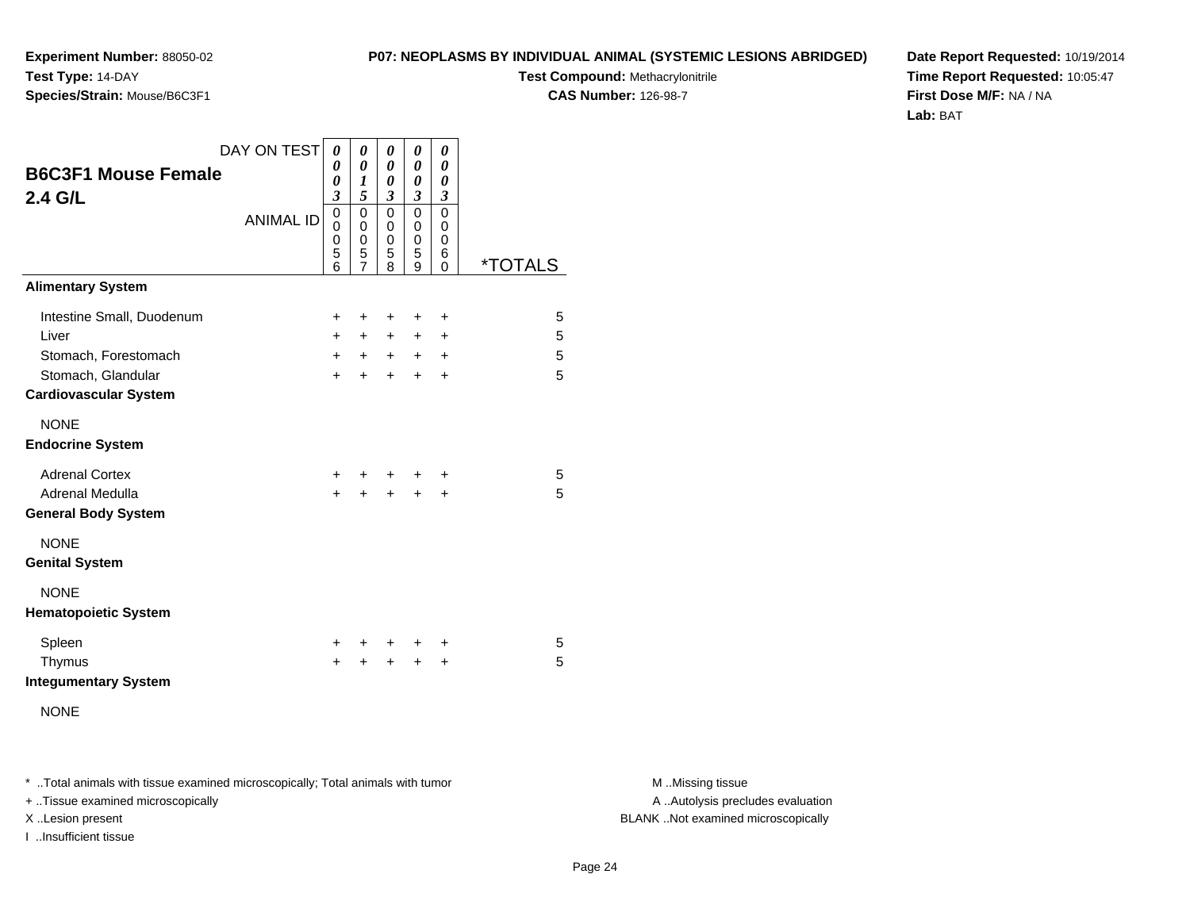**Experiment Number:** 88050-02
**Test Type:** 14-DAY
**Species/Strain:** Mouse/B6C3F1

**P07: NEOPLASMS BY INDIVIDUAL ANIMAL (SYSTEMIC LESIONS ABRIDGED)**
**Test Compound:** Methacrylonitrile
**CAS Number:** 126-98-7

**Date Report Requested:** 10/19/2014
**Time Report Requested:** 10:05:47
**First Dose M/F:** NA / NA
**Lab:** BAT

## B6C3F1 Mouse Female
## 2.4 G/L

| DAY ON TEST | 0003 | 0015 | 0003 | 0003 | 0003 | |
|---|---|---|---|---|---|---|
| ANIMAL ID | 00056 | 00057 | 00058 | 00059 | 00060 | *TOTALS |
| **Alimentary System** | | | | | | |
| Intestine Small, Duodenum | + | + | + | + | + | 5 |
| Liver | + | + | + | + | + | 5 |
| Stomach, Forestomach | + | + | + | + | + | 5 |
| Stomach, Glandular | + | + | + | + | + | 5 |
| **Cardiovascular System** | | | | | | |
| NONE | | | | | | |
| **Endocrine System** | | | | | | |
| Adrenal Cortex | + | + | + | + | + | 5 |
| Adrenal Medulla | + | + | + | + | + | 5 |
| **General Body System** | | | | | | |
| NONE | | | | | | |
| **Genital System** | | | | | | |
| NONE | | | | | | |
| **Hematopoietic System** | | | | | | |
| Spleen | + | + | + | + | + | 5 |
| Thymus | + | + | + | + | + | 5 |
| **Integumentary System** | | | | | | |
| NONE | | | | | | |

* ..Total animals with tissue examined microscopically; Total animals with tumor
+ ..Tissue examined microscopically
X ..Lesion present
I ..Insufficient tissue

M ..Missing tissue
A ..Autolysis precludes evaluation
BLANK ..Not examined microscopically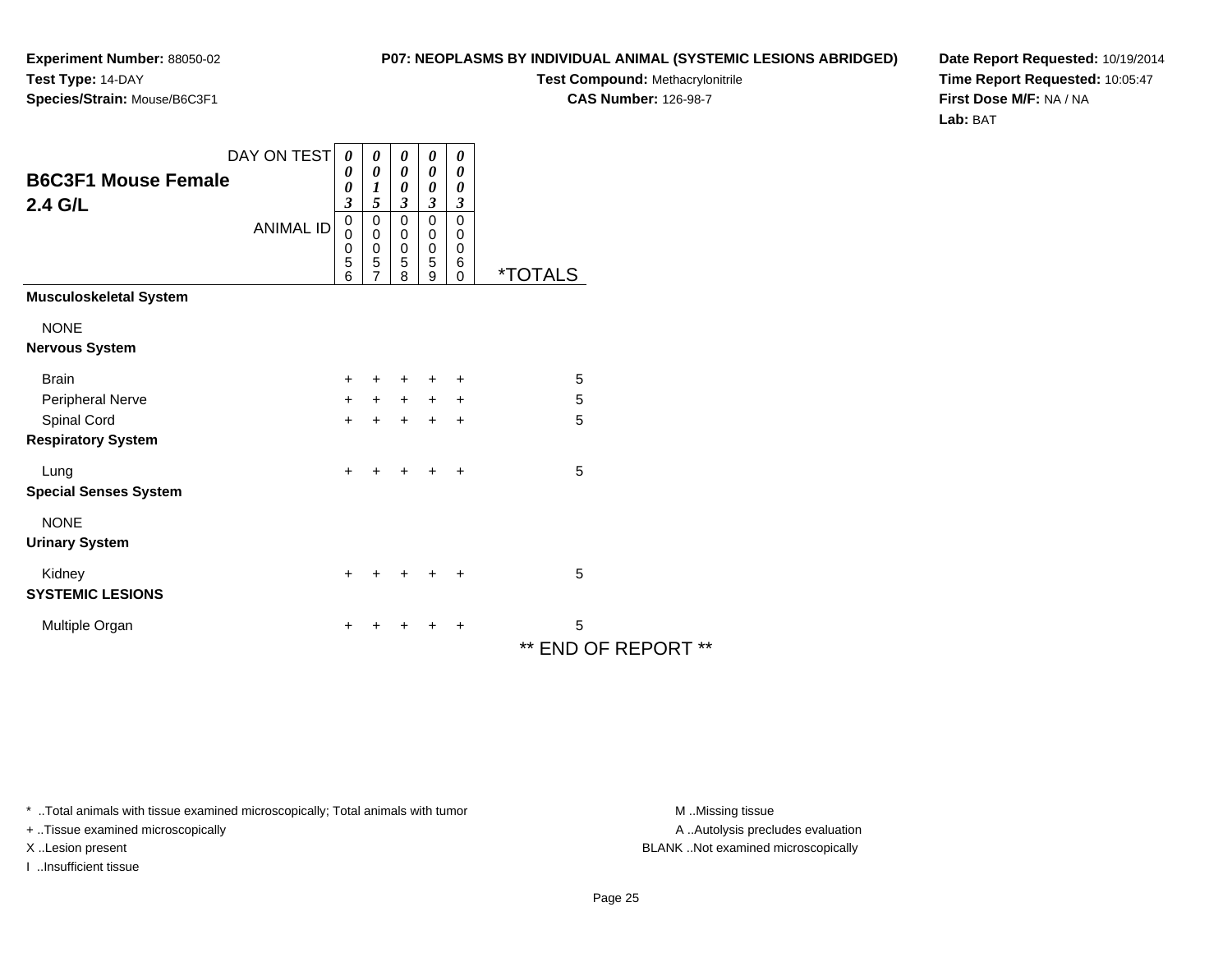**Experiment Number:** 88050-02
**Test Type:** 14-DAY
**Species/Strain:** Mouse/B6C3F1

**P07: NEOPLASMS BY INDIVIDUAL ANIMAL (SYSTEMIC LESIONS ABRIDGED)**
**Test Compound:** Methacrylonitrile
**CAS Number:** 126-98-7

**Date Report Requested:** 10/19/2014
**Time Report Requested:** 10:05:47
**First Dose M/F:** NA / NA
**Lab:** BAT

| B6C3F1 Mouse Female 2.4 G/L | | | | | | |
|---|---|---|---|---|---|---|
| DAY ON TEST | 0003 | 0015 | 0003 | 0003 | 0003 | |
| ANIMAL ID | 00056 | 00057 | 00058 | 00059 | 00060 | *TOTALS |
| **Musculoskeletal System** | | | | | | |
| NONE | | | | | | |
| **Nervous System** | | | | | | |
| Brain | + | + | + | + | + | 5 |
| Peripheral Nerve | + | + | + | + | + | 5 |
| Spinal Cord | + | + | + | + | + | 5 |
| **Respiratory System** | | | | | | |
| Lung | + | + | + | + | + | 5 |
| **Special Senses System** | | | | | | |
| NONE | | | | | | |
| **Urinary System** | | | | | | |
| Kidney | + | + | + | + | + | 5 |
| **SYSTEMIC LESIONS** | | | | | | |
| Multiple Organ | + | + | + | + | + | 5 |

** END OF REPORT **

* ..Total animals with tissue examined microscopically; Total animals with tumor
+ ..Tissue examined microscopically
X ..Lesion present
I ..Insufficient tissue

M ..Missing tissue
A ..Autolysis precludes evaluation
BLANK ..Not examined microscopically